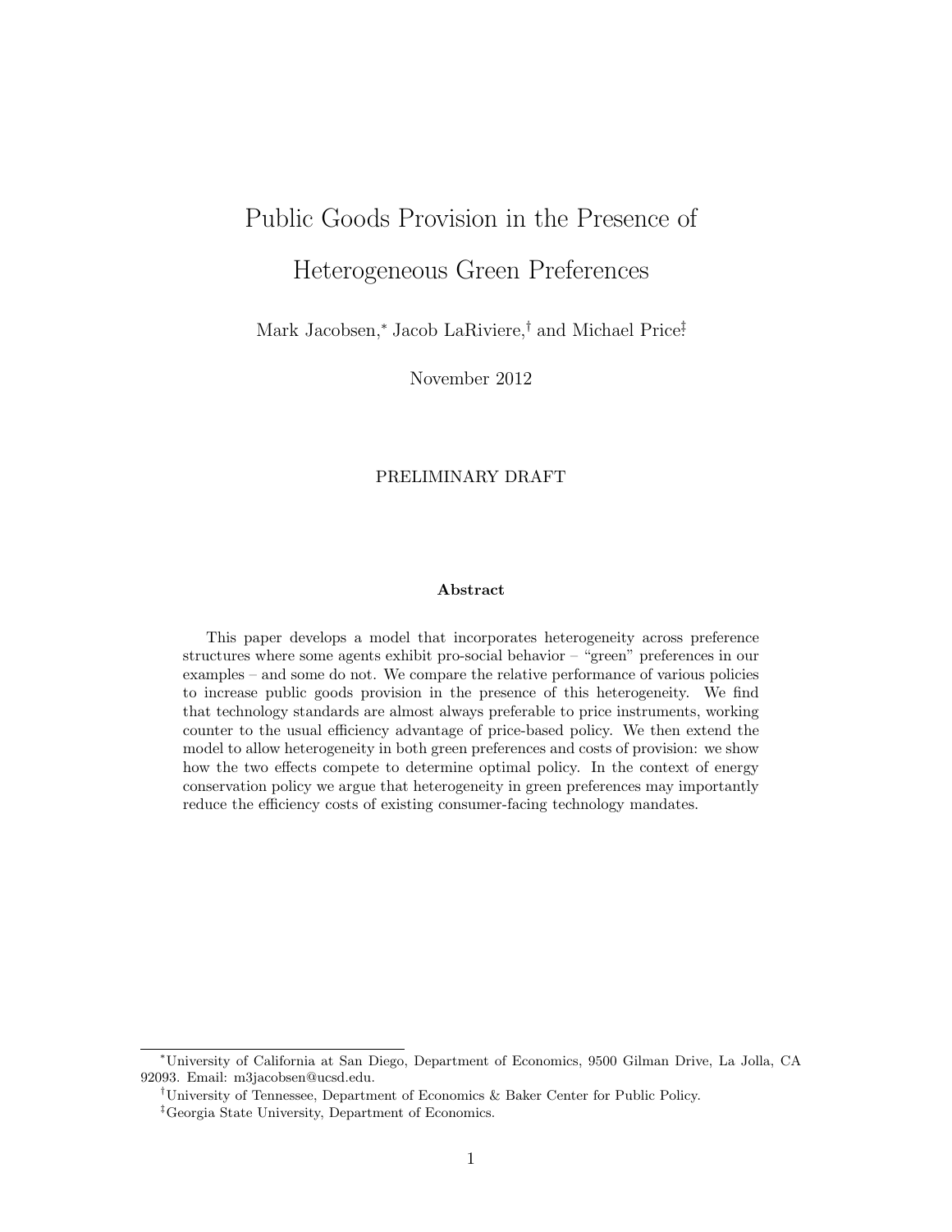# Public Goods Provision in the Presence of Heterogeneous Green Preferences

Mark Jacobsen,[*] Jacob LaRiviere,[†] and Michael Price[‡]

November 2012

PRELIMINARY DRAFT

### Abstract

This paper develops a model that incorporates heterogeneity across preference structures where some agents exhibit pro-social behavior – "green" preferences in our examples – and some do not. We compare the relative performance of various policies to increase public goods provision in the presence of this heterogeneity. We find that technology standards are almost always preferable to price instruments, working counter to the usual efficiency advantage of price-based policy. We then extend the model to allow heterogeneity in both green preferences and costs of provision: we show how the two effects compete to determine optimal policy. In the context of energy conservation policy we argue that heterogeneity in green preferences may importantly reduce the efficiency costs of existing consumer-facing technology mandates.

---

[*] University of California at San Diego, Department of Economics, 9500 Gilman Drive, La Jolla, CA 92093. Email: m3jacobsen@ucsd.edu.

[†] University of Tennessee, Department of Economics & Baker Center for Public Policy.

[‡] Georgia State University, Department of Economics.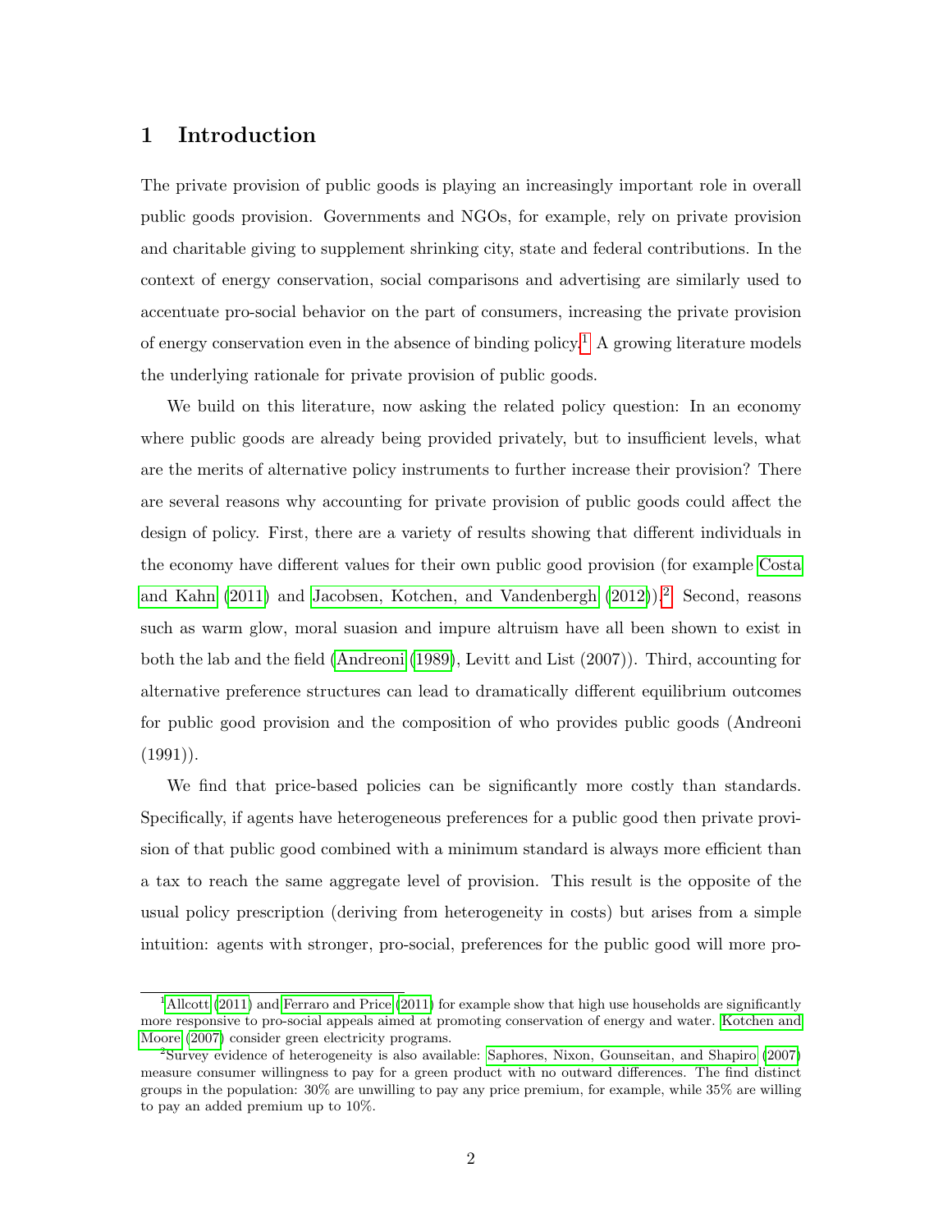# 1 Introduction

The private provision of public goods is playing an increasingly important role in overall public goods provision. Governments and NGOs, for example, rely on private provision and charitable giving to supplement shrinking city, state and federal contributions. In the context of energy conservation, social comparisons and advertising are similarly used to accentuate pro-social behavior on the part of consumers, increasing the private provision of energy conservation even in the absence of binding policy.[1] A growing literature models the underlying rationale for private provision of public goods.

We build on this literature, now asking the related policy question: In an economy where public goods are already being provided privately, but to insufficient levels, what are the merits of alternative policy instruments to further increase their provision? There are several reasons why accounting for private provision of public goods could affect the design of policy. First, there are a variety of results showing that different individuals in the economy have different values for their own public good provision (for example Costa and Kahn (2011) and Jacobsen, Kotchen, and Vandenbergh (2012)).[2] Second, reasons such as warm glow, moral suasion and impure altruism have all been shown to exist in both the lab and the field (Andreoni (1989), Levitt and List (2007)). Third, accounting for alternative preference structures can lead to dramatically different equilibrium outcomes for public good provision and the composition of who provides public goods (Andreoni (1991)).

We find that price-based policies can be significantly more costly than standards. Specifically, if agents have heterogeneous preferences for a public good then private provision of that public good combined with a minimum standard is always more efficient than a tax to reach the same aggregate level of provision. This result is the opposite of the usual policy prescription (deriving from heterogeneity in costs) but arises from a simple intuition: agents with stronger, pro-social, preferences for the public good will more pro-

[1] Allcott (2011) and Ferraro and Price (2011) for example show that high use households are significantly more responsive to pro-social appeals aimed at promoting conservation of energy and water. Kotchen and Moore (2007) consider green electricity programs.

[2] Survey evidence of heterogeneity is also available: Saphores, Nixon, Gounseitan, and Shapiro (2007) measure consumer willingness to pay for a green product with no outward differences. The find distinct groups in the population: 30% are unwilling to pay any price premium, for example, while 35% are willing to pay an added premium up to 10%.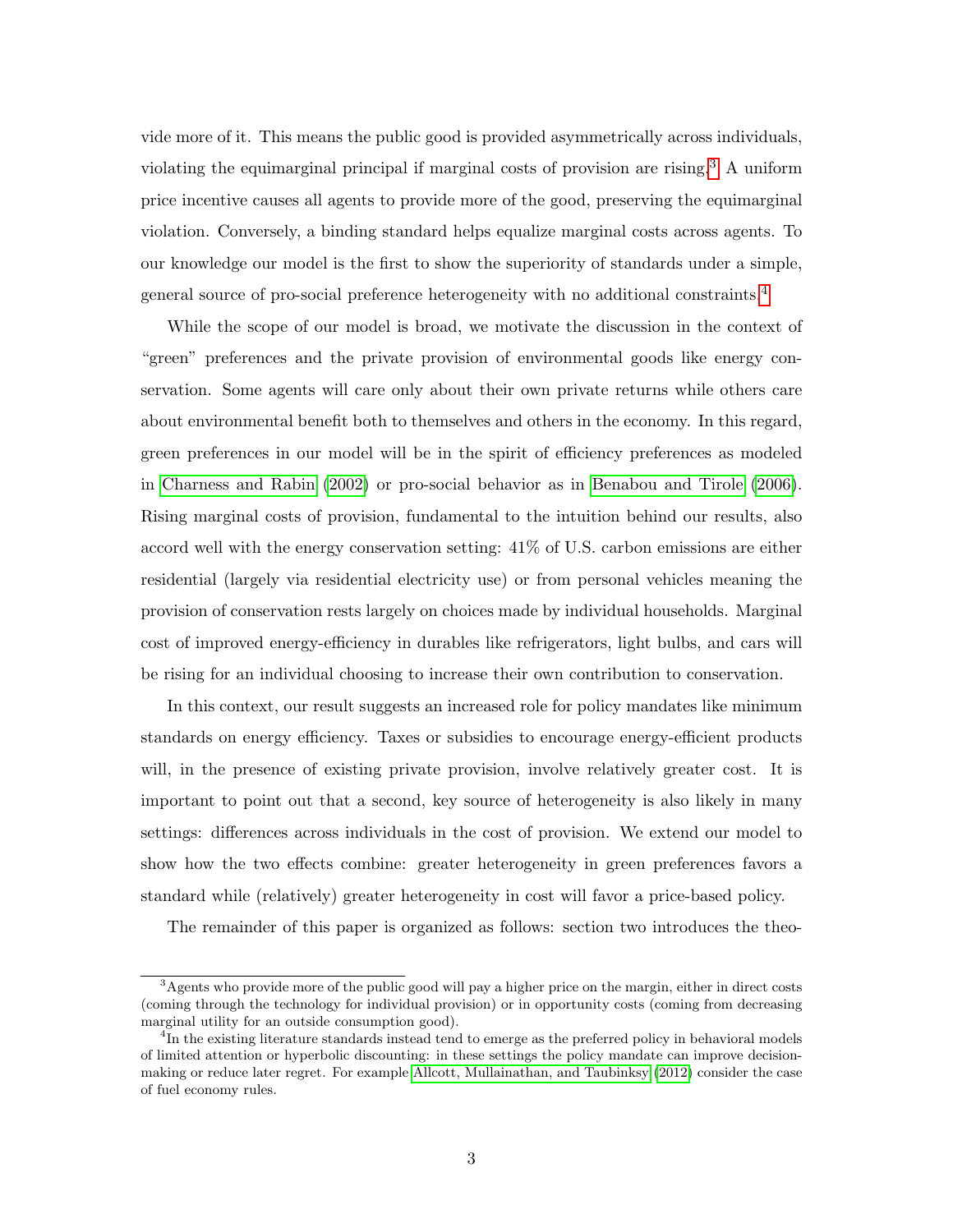vide more of it. This means the public good is provided asymmetrically across individuals, violating the equimarginal principal if marginal costs of provision are rising.[3] A uniform price incentive causes all agents to provide more of the good, preserving the equimarginal violation. Conversely, a binding standard helps equalize marginal costs across agents. To our knowledge our model is the first to show the superiority of standards under a simple, general source of pro-social preference heterogeneity with no additional constraints.[4]

While the scope of our model is broad, we motivate the discussion in the context of "green" preferences and the private provision of environmental goods like energy conservation. Some agents will care only about their own private returns while others care about environmental benefit both to themselves and others in the economy. In this regard, green preferences in our model will be in the spirit of efficiency preferences as modeled in Charness and Rabin (2002) or pro-social behavior as in Benabou and Tirole (2006). Rising marginal costs of provision, fundamental to the intuition behind our results, also accord well with the energy conservation setting: 41% of U.S. carbon emissions are either residential (largely via residential electricity use) or from personal vehicles meaning the provision of conservation rests largely on choices made by individual households. Marginal cost of improved energy-efficiency in durables like refrigerators, light bulbs, and cars will be rising for an individual choosing to increase their own contribution to conservation.

In this context, our result suggests an increased role for policy mandates like minimum standards on energy efficiency. Taxes or subsidies to encourage energy-efficient products will, in the presence of existing private provision, involve relatively greater cost. It is important to point out that a second, key source of heterogeneity is also likely in many settings: differences across individuals in the cost of provision. We extend our model to show how the two effects combine: greater heterogeneity in green preferences favors a standard while (relatively) greater heterogeneity in cost will favor a price-based policy.

The remainder of this paper is organized as follows: section two introduces the theo-

---

[3] Agents who provide more of the public good will pay a higher price on the margin, either in direct costs (coming through the technology for individual provision) or in opportunity costs (coming from decreasing marginal utility for an outside consumption good).

[4] In the existing literature standards instead tend to emerge as the preferred policy in behavioral models of limited attention or hyperbolic discounting: in these settings the policy mandate can improve decision-making or reduce later regret. For example Allcott, Mullainathan, and Taubinksy (2012) consider the case of fuel economy rules.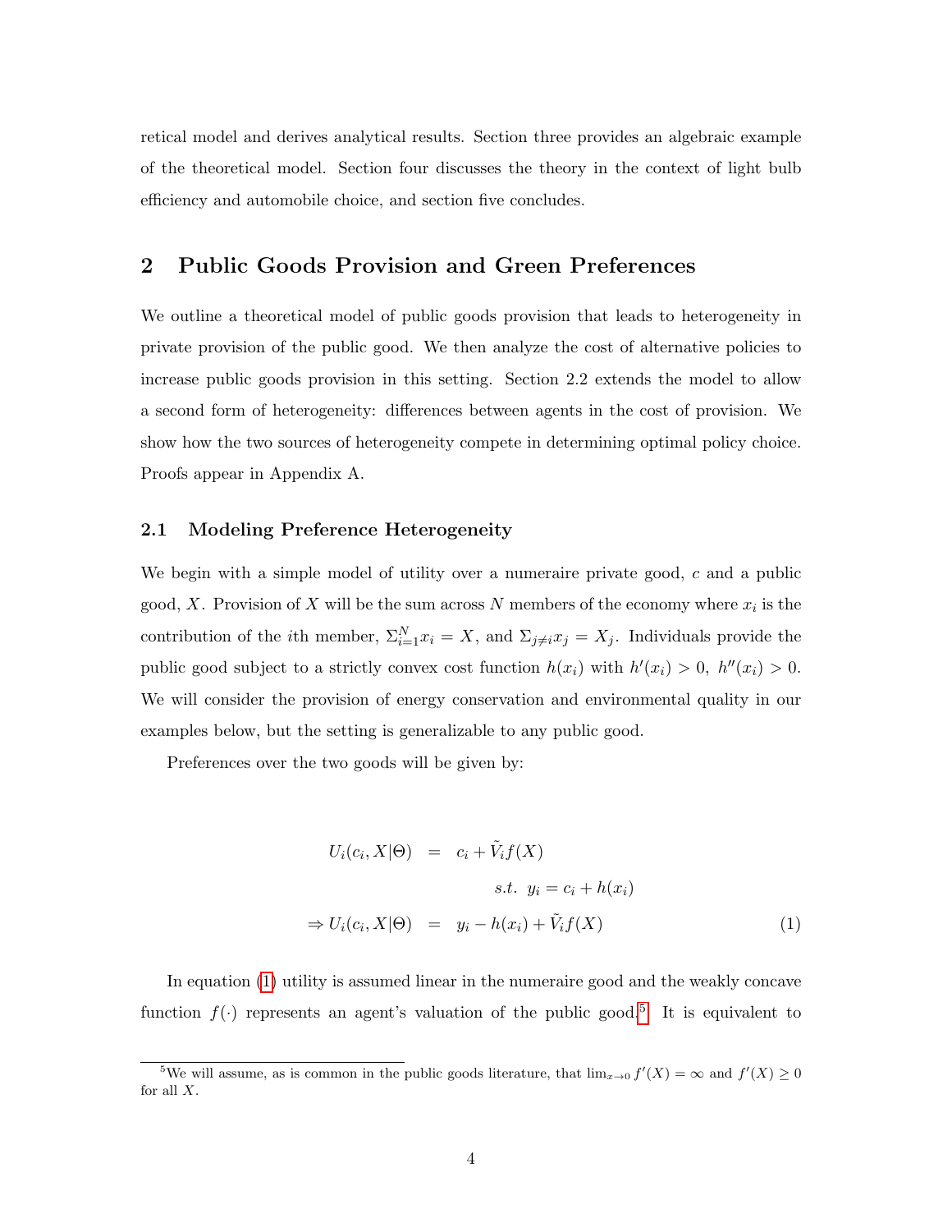retical model and derives analytical results. Section three provides an algebraic example of the theoretical model. Section four discusses the theory in the context of light bulb efficiency and automobile choice, and section five concludes.

## 2 Public Goods Provision and Green Preferences

We outline a theoretical model of public goods provision that leads to heterogeneity in private provision of the public good. We then analyze the cost of alternative policies to increase public goods provision in this setting. Section 2.2 extends the model to allow a second form of heterogeneity: differences between agents in the cost of provision. We show how the two sources of heterogeneity compete in determining optimal policy choice. Proofs appear in Appendix A.

### 2.1 Modeling Preference Heterogeneity

We begin with a simple model of utility over a numeraire private good, $c$ and a public good, $X$. Provision of $X$ will be the sum across $N$ members of the economy where $x_i$ is the contribution of the $i$th member, $\Sigma_{i=1}^{N} x_i = X$, and $\Sigma_{j \neq i} x_j = X_j$. Individuals provide the public good subject to a strictly convex cost function $h(x_i)$ with $h'(x_i) > 0,\ h''(x_i) > 0$. We will consider the provision of energy conservation and environmental quality in our examples below, but the setting is generalizable to any public good.

Preferences over the two goods will be given by:

$$
\begin{aligned}
U_i(c_i, X|\Theta) &= c_i + \tilde{V}_i f(X) \\
& \qquad\qquad s.t.\ \ y_i = c_i + h(x_i) \\
\Rightarrow U_i(c_i, X|\Theta) &= y_i - h(x_i) + \tilde{V}_i f(X)
\end{aligned}
\tag{1}
$$

In equation (1) utility is assumed linear in the numeraire good and the weakly concave function $f(\cdot)$ represents an agent's valuation of the public good.[5] It is equivalent to

[5]We will assume, as is common in the public goods literature, that $\lim_{x \to 0} f'(X) = \infty$ and $f'(X) \geq 0$ for all $X$.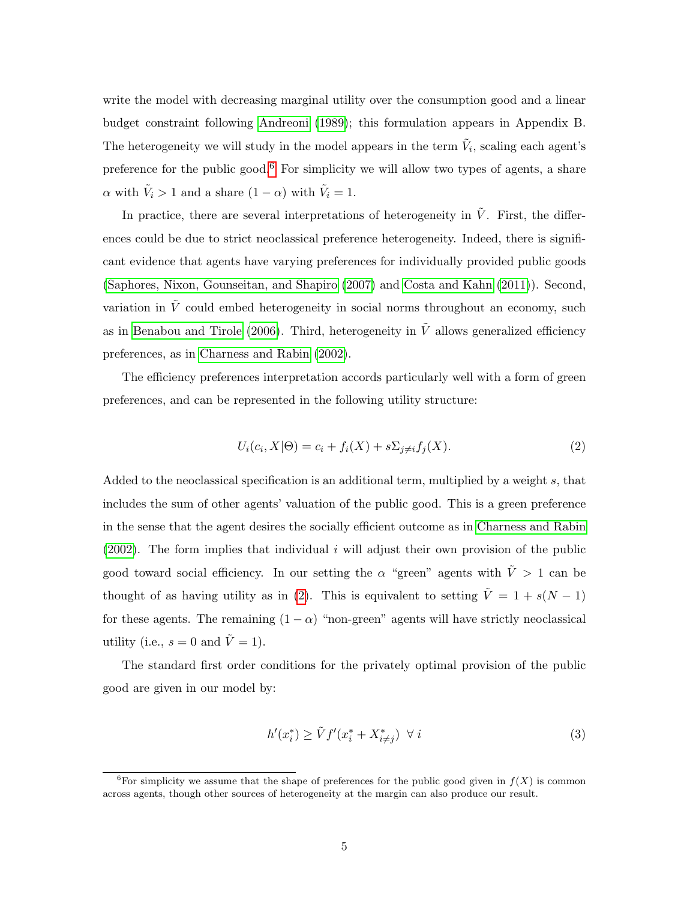write the model with decreasing marginal utility over the consumption good and a linear budget constraint following Andreoni (1989); this formulation appears in Appendix B. The heterogeneity we will study in the model appears in the term $\tilde{V}_i$, scaling each agent's preference for the public good.[6] For simplicity we will allow two types of agents, a share $\alpha$ with $\tilde{V}_i > 1$ and a share $(1 - \alpha)$ with $\tilde{V}_i = 1$.

In practice, there are several interpretations of heterogeneity in $\tilde{V}$. First, the differences could be due to strict neoclassical preference heterogeneity. Indeed, there is significant evidence that agents have varying preferences for individually provided public goods (Saphores, Nixon, Gounseitan, and Shapiro (2007) and Costa and Kahn (2011)). Second, variation in $\tilde{V}$ could embed heterogeneity in social norms throughout an economy, such as in Benabou and Tirole (2006). Third, heterogeneity in $\tilde{V}$ allows generalized efficiency preferences, as in Charness and Rabin (2002).

The efficiency preferences interpretation accords particularly well with a form of green preferences, and can be represented in the following utility structure:

$$U_i(c_i, X|\Theta) = c_i + f_i(X) + s\Sigma_{j \neq i} f_j(X). \tag{2}$$

Added to the neoclassical specification is an additional term, multiplied by a weight $s$, that includes the sum of other agents' valuation of the public good. This is a green preference in the sense that the agent desires the socially efficient outcome as in Charness and Rabin (2002). The form implies that individual $i$ will adjust their own provision of the public good toward social efficiency. In our setting the $\alpha$ "green" agents with $\tilde{V} > 1$ can be thought of as having utility as in (2). This is equivalent to setting $\tilde{V} = 1 + s(N - 1)$ for these agents. The remaining $(1 - \alpha)$ "non-green" agents will have strictly neoclassical utility (i.e., $s = 0$ and $\tilde{V} = 1$).

The standard first order conditions for the privately optimal provision of the public good are given in our model by:

$$h'(x_i^*) \geq \tilde{V} f'(x_i^* + X_{i \neq j}^*) \ \ \forall \ i \tag{3}$$

[6] For simplicity we assume that the shape of preferences for the public good given in $f(X)$ is common across agents, though other sources of heterogeneity at the margin can also produce our result.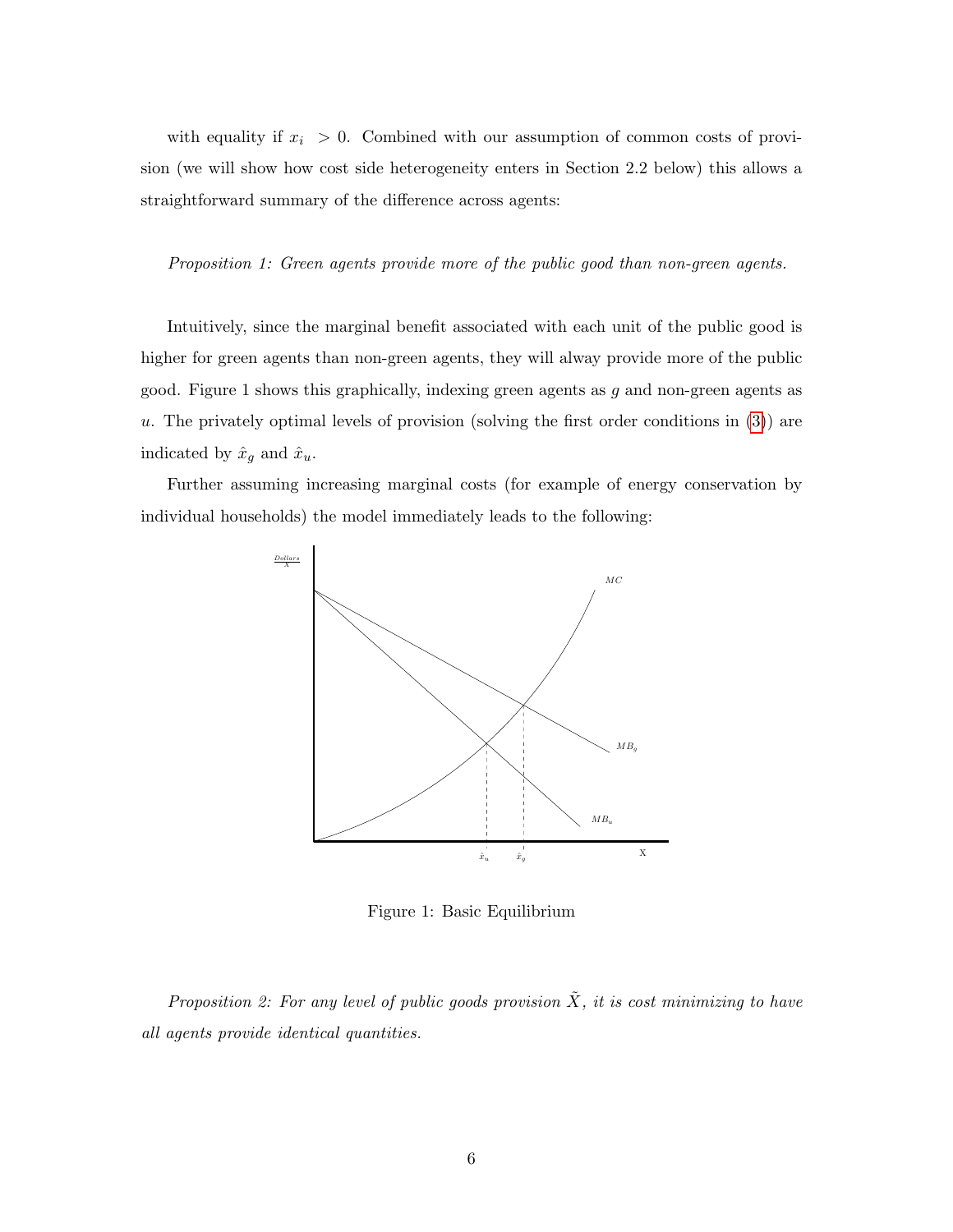with equality if $x_i > 0$. Combined with our assumption of common costs of provision (we will show how cost side heterogeneity enters in Section 2.2 below) this allows a straightforward summary of the difference across agents:

*Proposition 1: Green agents provide more of the public good than non-green agents.*

Intuitively, since the marginal benefit associated with each unit of the public good is higher for green agents than non-green agents, they will alway provide more of the public good. Figure 1 shows this graphically, indexing green agents as $g$ and non-green agents as $u$. The privately optimal levels of provision (solving the first order conditions in (3)) are indicated by $\hat{x}_g$ and $\hat{x}_u$.

Further assuming increasing marginal costs (for example of energy conservation by individual households) the model immediately leads to the following:

Figure 1: Basic Equilibrium

*Proposition 2: For any level of public goods provision $\tilde{X}$, it is cost minimizing to have all agents provide identical quantities.*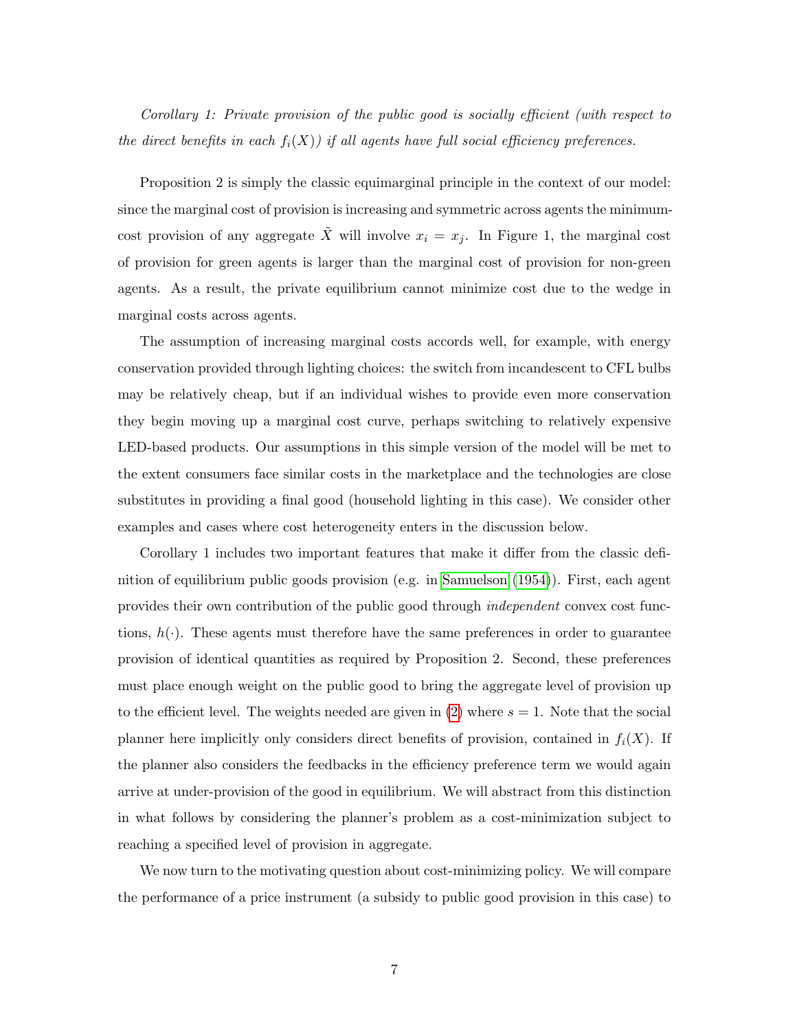*Corollary 1: Private provision of the public good is socially efficient (with respect to the direct benefits in each $f_i(X)$) if all agents have full social efficiency preferences.*

Proposition 2 is simply the classic equimarginal principle in the context of our model: since the marginal cost of provision is increasing and symmetric across agents the minimum-cost provision of any aggregate $\tilde{X}$ will involve $x_i = x_j$. In Figure 1, the marginal cost of provision for green agents is larger than the marginal cost of provision for non-green agents. As a result, the private equilibrium cannot minimize cost due to the wedge in marginal costs across agents.

The assumption of increasing marginal costs accords well, for example, with energy conservation provided through lighting choices: the switch from incandescent to CFL bulbs may be relatively cheap, but if an individual wishes to provide even more conservation they begin moving up a marginal cost curve, perhaps switching to relatively expensive LED-based products. Our assumptions in this simple version of the model will be met to the extent consumers face similar costs in the marketplace and the technologies are close substitutes in providing a final good (household lighting in this case). We consider other examples and cases where cost heterogeneity enters in the discussion below.

Corollary 1 includes two important features that make it differ from the classic definition of equilibrium public goods provision (e.g. in Samuelson (1954)). First, each agent provides their own contribution of the public good through *independent* convex cost functions, $h(\cdot)$. These agents must therefore have the same preferences in order to guarantee provision of identical quantities as required by Proposition 2. Second, these preferences must place enough weight on the public good to bring the aggregate level of provision up to the efficient level. The weights needed are given in (2) where $s = 1$. Note that the social planner here implicitly only considers direct benefits of provision, contained in $f_i(X)$. If the planner also considers the feedbacks in the efficiency preference term we would again arrive at under-provision of the good in equilibrium. We will abstract from this distinction in what follows by considering the planner's problem as a cost-minimization subject to reaching a specified level of provision in aggregate.

We now turn to the motivating question about cost-minimizing policy. We will compare the performance of a price instrument (a subsidy to public good provision in this case) to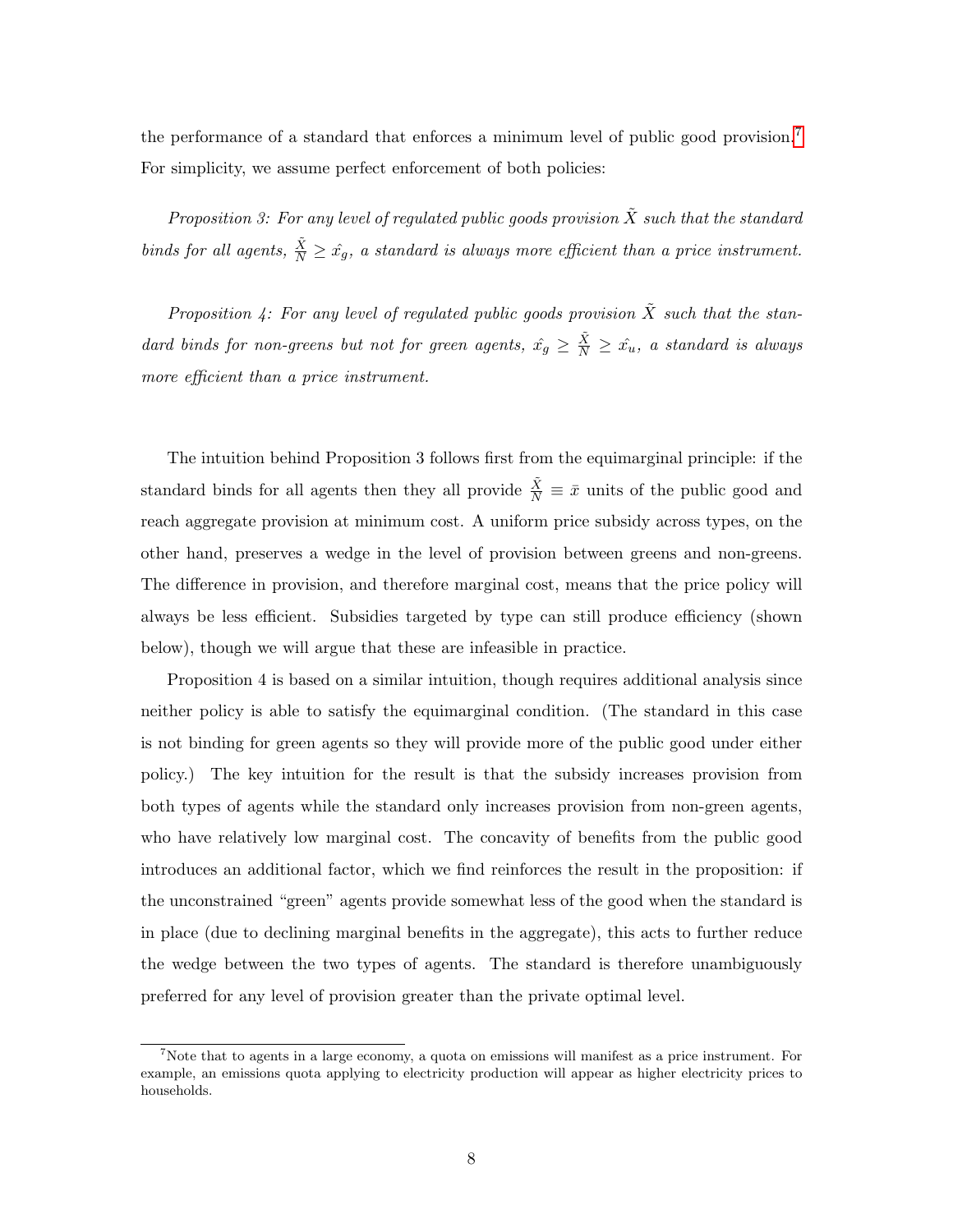the performance of a standard that enforces a minimum level of public good provision.[7] For simplicity, we assume perfect enforcement of both policies:

*Proposition 3: For any level of regulated public goods provision $\tilde{X}$ such that the standard binds for all agents, $\frac{\tilde{X}}{N} \geq \hat{x_g}$, a standard is always more efficient than a price instrument.*

*Proposition 4: For any level of regulated public goods provision $\tilde{X}$ such that the standard binds for non-greens but not for green agents, $\hat{x_g} \geq \frac{\tilde{X}}{N} \geq \hat{x_u}$, a standard is always more efficient than a price instrument.*

The intuition behind Proposition 3 follows first from the equimarginal principle: if the standard binds for all agents then they all provide $\frac{\tilde{X}}{N} \equiv \bar{x}$ units of the public good and reach aggregate provision at minimum cost. A uniform price subsidy across types, on the other hand, preserves a wedge in the level of provision between greens and non-greens. The difference in provision, and therefore marginal cost, means that the price policy will always be less efficient. Subsidies targeted by type can still produce efficiency (shown below), though we will argue that these are infeasible in practice.

Proposition 4 is based on a similar intuition, though requires additional analysis since neither policy is able to satisfy the equimarginal condition. (The standard in this case is not binding for green agents so they will provide more of the public good under either policy.) The key intuition for the result is that the subsidy increases provision from both types of agents while the standard only increases provision from non-green agents, who have relatively low marginal cost. The concavity of benefits from the public good introduces an additional factor, which we find reinforces the result in the proposition: if the unconstrained "green" agents provide somewhat less of the good when the standard is in place (due to declining marginal benefits in the aggregate), this acts to further reduce the wedge between the two types of agents. The standard is therefore unambiguously preferred for any level of provision greater than the private optimal level.

[7] Note that to agents in a large economy, a quota on emissions will manifest as a price instrument. For example, an emissions quota applying to electricity production will appear as higher electricity prices to households.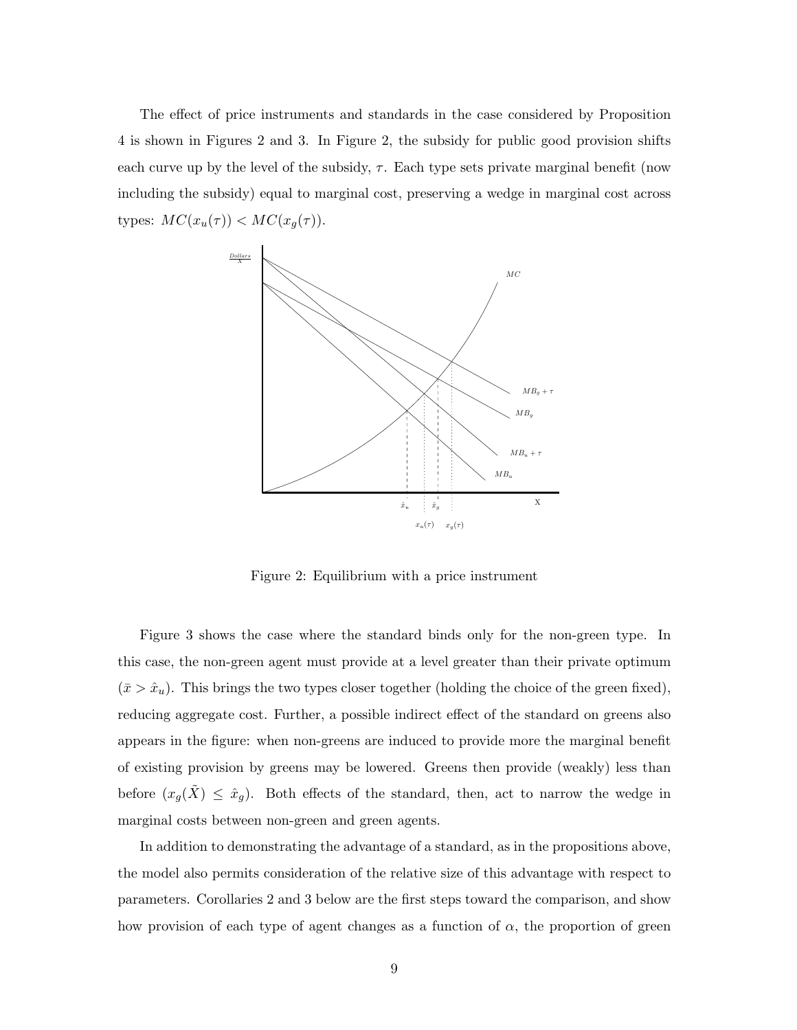The effect of price instruments and standards in the case considered by Proposition 4 is shown in Figures 2 and 3. In Figure 2, the subsidy for public good provision shifts each curve up by the level of the subsidy, $\tau$. Each type sets private marginal benefit (now including the subsidy) equal to marginal cost, preserving a wedge in marginal cost across types: $MC(x_u(\tau)) < MC(x_g(\tau))$.

Figure 2: Equilibrium with a price instrument

Figure 3 shows the case where the standard binds only for the non-green type. In this case, the non-green agent must provide at a level greater than their private optimum ($\bar{x} > \hat{x}_u$). This brings the two types closer together (holding the choice of the green fixed), reducing aggregate cost. Further, a possible indirect effect of the standard on greens also appears in the figure: when non-greens are induced to provide more the marginal benefit of existing provision by greens may be lowered. Greens then provide (weakly) less than before ($x_g(\tilde{X}) \leq \hat{x}_g$). Both effects of the standard, then, act to narrow the wedge in marginal costs between non-green and green agents.

In addition to demonstrating the advantage of a standard, as in the propositions above, the model also permits consideration of the relative size of this advantage with respect to parameters. Corollaries 2 and 3 below are the first steps toward the comparison, and show how provision of each type of agent changes as a function of $\alpha$, the proportion of green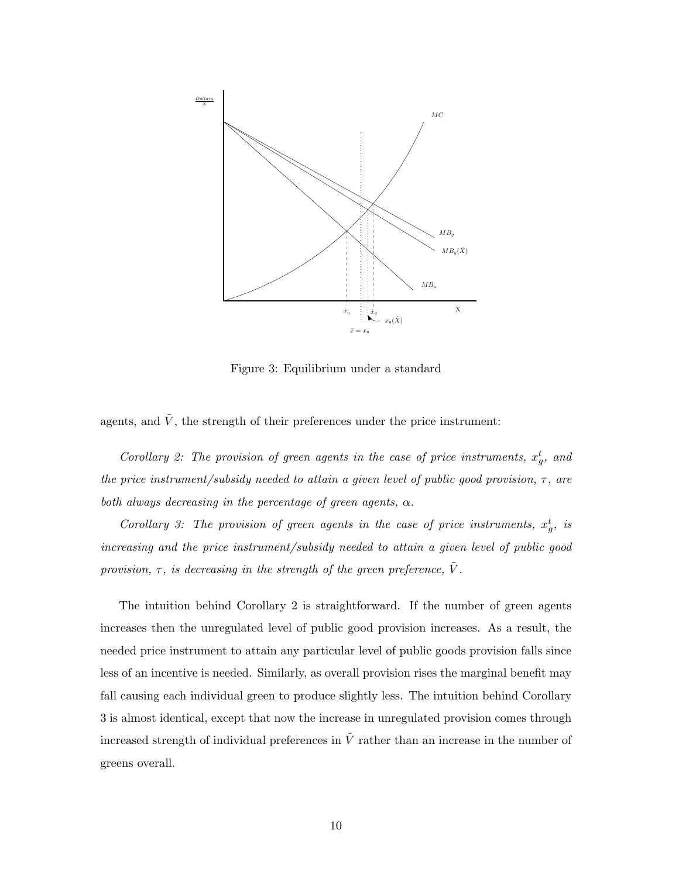Figure 3: Equilibrium under a standard

agents, and $\tilde{V}$, the strength of their preferences under the price instrument:

*Corollary 2: The provision of green agents in the case of price instruments, $x_g^t$, and the price instrument/subsidy needed to attain a given level of public good provision, $\tau$, are both always decreasing in the percentage of green agents, $\alpha$.*

*Corollary 3: The provision of green agents in the case of price instruments, $x_g^t$, is increasing and the price instrument/subsidy needed to attain a given level of public good provision, $\tau$, is decreasing in the strength of the green preference, $\tilde{V}$.*

The intuition behind Corollary 2 is straightforward. If the number of green agents increases then the unregulated level of public good provision increases. As a result, the needed price instrument to attain any particular level of public goods provision falls since less of an incentive is needed. Similarly, as overall provision rises the marginal benefit may fall causing each individual green to produce slightly less. The intuition behind Corollary 3 is almost identical, except that now the increase in unregulated provision comes through increased strength of individual preferences in $\tilde{V}$ rather than an increase in the number of greens overall.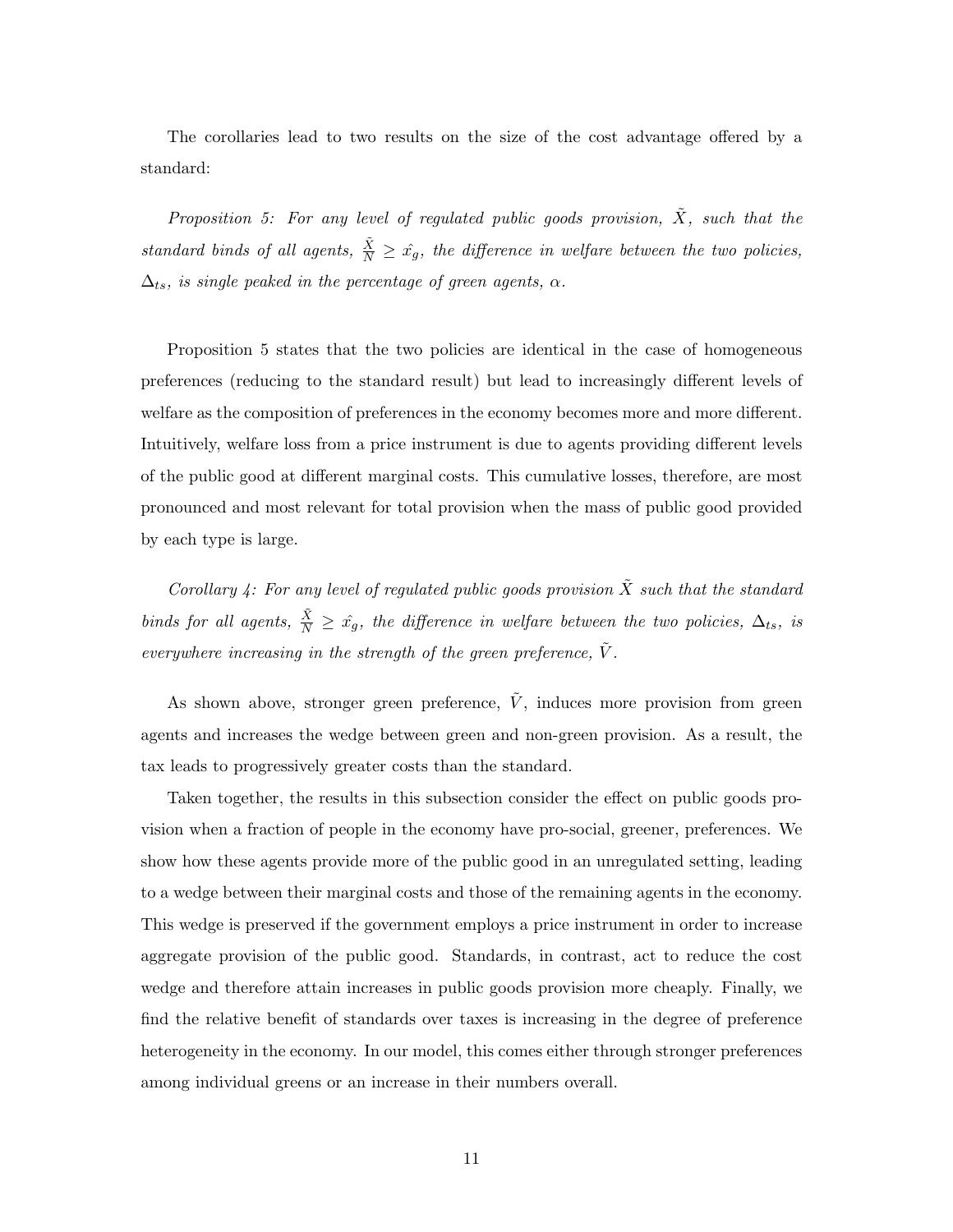The corollaries lead to two results on the size of the cost advantage offered by a standard:

*Proposition 5: For any level of regulated public goods provision, $\tilde{X}$, such that the standard binds of all agents, $\frac{\tilde{X}}{N} \geq \hat{x_g}$, the difference in welfare between the two policies, $\Delta_{ts}$, is single peaked in the percentage of green agents, $\alpha$.*

Proposition 5 states that the two policies are identical in the case of homogeneous preferences (reducing to the standard result) but lead to increasingly different levels of welfare as the composition of preferences in the economy becomes more and more different. Intuitively, welfare loss from a price instrument is due to agents providing different levels of the public good at different marginal costs. This cumulative losses, therefore, are most pronounced and most relevant for total provision when the mass of public good provided by each type is large.

*Corollary 4: For any level of regulated public goods provision $\tilde{X}$ such that the standard binds for all agents, $\frac{\tilde{X}}{N} \geq \hat{x_g}$, the difference in welfare between the two policies, $\Delta_{ts}$, is everywhere increasing in the strength of the green preference, $\tilde{V}$.*

As shown above, stronger green preference, $\tilde{V}$, induces more provision from green agents and increases the wedge between green and non-green provision. As a result, the tax leads to progressively greater costs than the standard.

Taken together, the results in this subsection consider the effect on public goods provision when a fraction of people in the economy have pro-social, greener, preferences. We show how these agents provide more of the public good in an unregulated setting, leading to a wedge between their marginal costs and those of the remaining agents in the economy. This wedge is preserved if the government employs a price instrument in order to increase aggregate provision of the public good. Standards, in contrast, act to reduce the cost wedge and therefore attain increases in public goods provision more cheaply. Finally, we find the relative benefit of standards over taxes is increasing in the degree of preference heterogeneity in the economy. In our model, this comes either through stronger preferences among individual greens or an increase in their numbers overall.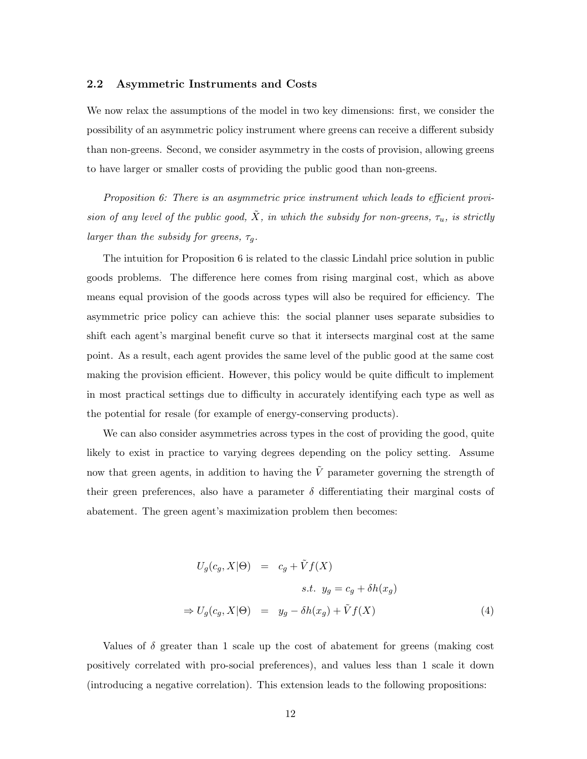### 2.2 Asymmetric Instruments and Costs

We now relax the assumptions of the model in two key dimensions: first, we consider the possibility of an asymmetric policy instrument where greens can receive a different subsidy than non-greens. Second, we consider asymmetry in the costs of provision, allowing greens to have larger or smaller costs of providing the public good than non-greens.

*Proposition 6: There is an asymmetric price instrument which leads to efficient provision of any level of the public good, $\tilde{X}$, in which the subsidy for non-greens, $\tau_u$, is strictly larger than the subsidy for greens, $\tau_g$.*

The intuition for Proposition 6 is related to the classic Lindahl price solution in public goods problems. The difference here comes from rising marginal cost, which as above means equal provision of the goods across types will also be required for efficiency. The asymmetric price policy can achieve this: the social planner uses separate subsidies to shift each agent's marginal benefit curve so that it intersects marginal cost at the same point. As a result, each agent provides the same level of the public good at the same cost making the provision efficient. However, this policy would be quite difficult to implement in most practical settings due to difficulty in accurately identifying each type as well as the potential for resale (for example of energy-conserving products).

We can also consider asymmetries across types in the cost of providing the good, quite likely to exist in practice to varying degrees depending on the policy setting. Assume now that green agents, in addition to having the $\tilde{V}$ parameter governing the strength of their green preferences, also have a parameter $\delta$ differentiating their marginal costs of abatement. The green agent's maximization problem then becomes:

$$
\begin{aligned}
U_g(c_g, X|\Theta) &= c_g + \tilde{V}f(X) \\
&\qquad s.t. \;\; y_g = c_g + \delta h(x_g) \\
\Rightarrow U_g(c_g, X|\Theta) &= y_g - \delta h(x_g) + \tilde{V}f(X) \qquad (4)
\end{aligned}
$$

Values of $\delta$ greater than 1 scale up the cost of abatement for greens (making cost positively correlated with pro-social preferences), and values less than 1 scale it down (introducing a negative correlation). This extension leads to the following propositions: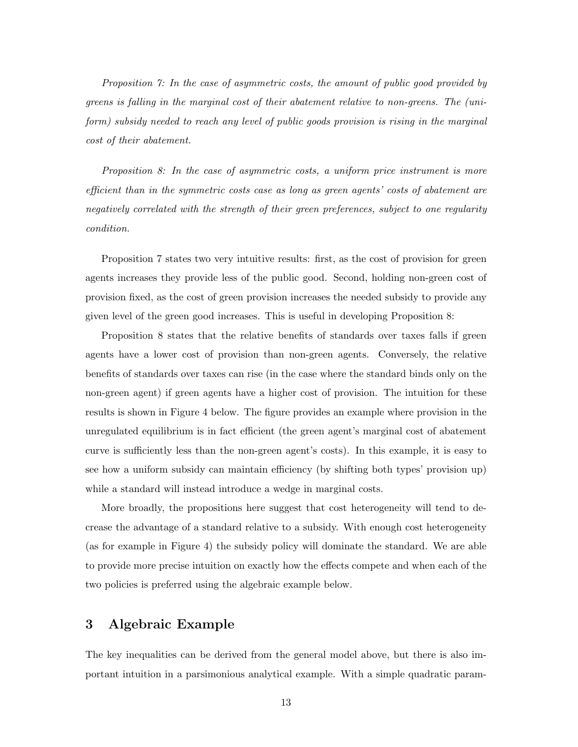*Proposition 7: In the case of asymmetric costs, the amount of public good provided by greens is falling in the marginal cost of their abatement relative to non-greens. The (uniform) subsidy needed to reach any level of public goods provision is rising in the marginal cost of their abatement.*

*Proposition 8: In the case of asymmetric costs, a uniform price instrument is more efficient than in the symmetric costs case as long as green agents' costs of abatement are negatively correlated with the strength of their green preferences, subject to one regularity condition.*

Proposition 7 states two very intuitive results: first, as the cost of provision for green agents increases they provide less of the public good. Second, holding non-green cost of provision fixed, as the cost of green provision increases the needed subsidy to provide any given level of the green good increases. This is useful in developing Proposition 8:

Proposition 8 states that the relative benefits of standards over taxes falls if green agents have a lower cost of provision than non-green agents. Conversely, the relative benefits of standards over taxes can rise (in the case where the standard binds only on the non-green agent) if green agents have a higher cost of provision. The intuition for these results is shown in Figure 4 below. The figure provides an example where provision in the unregulated equilibrium is in fact efficient (the green agent's marginal cost of abatement curve is sufficiently less than the non-green agent's costs). In this example, it is easy to see how a uniform subsidy can maintain efficiency (by shifting both types' provision up) while a standard will instead introduce a wedge in marginal costs.

More broadly, the propositions here suggest that cost heterogeneity will tend to decrease the advantage of a standard relative to a subsidy. With enough cost heterogeneity (as for example in Figure 4) the subsidy policy will dominate the standard. We are able to provide more precise intuition on exactly how the effects compete and when each of the two policies is preferred using the algebraic example below.

## 3 Algebraic Example

The key inequalities can be derived from the general model above, but there is also important intuition in a parsimonious analytical example. With a simple quadratic param-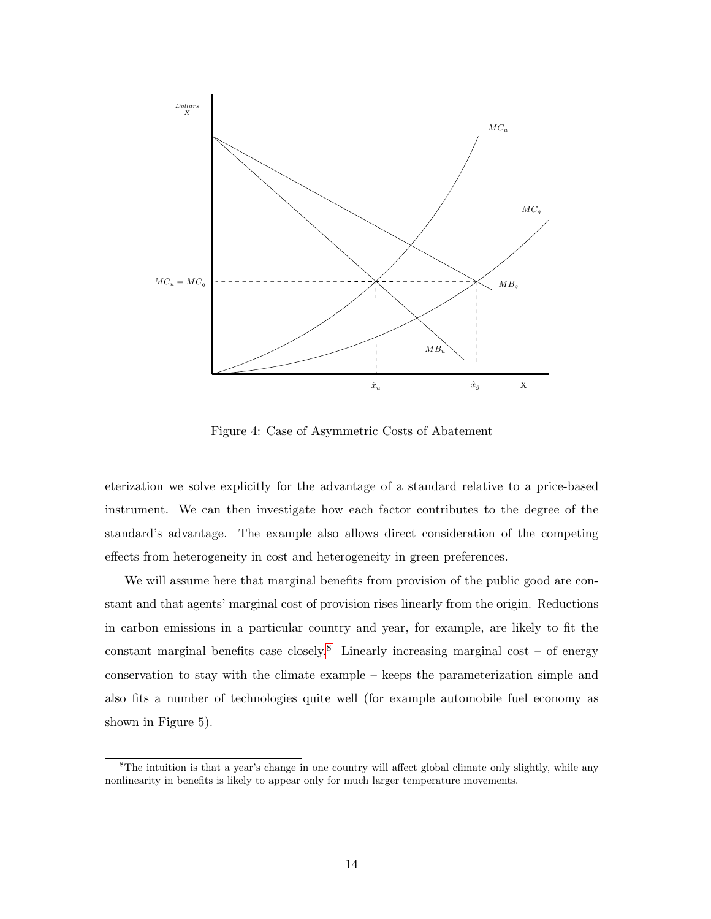Figure 4: Case of Asymmetric Costs of Abatement

eterization we solve explicitly for the advantage of a standard relative to a price-based instrument. We can then investigate how each factor contributes to the degree of the standard's advantage. The example also allows direct consideration of the competing effects from heterogeneity in cost and heterogeneity in green preferences.

We will assume here that marginal benefits from provision of the public good are constant and that agents' marginal cost of provision rises linearly from the origin. Reductions in carbon emissions in a particular country and year, for example, are likely to fit the constant marginal benefits case closely.[8] Linearly increasing marginal cost – of energy conservation to stay with the climate example – keeps the parameterization simple and also fits a number of technologies quite well (for example automobile fuel economy as shown in Figure 5).

[8] The intuition is that a year's change in one country will affect global climate only slightly, while any nonlinearity in benefits is likely to appear only for much larger temperature movements.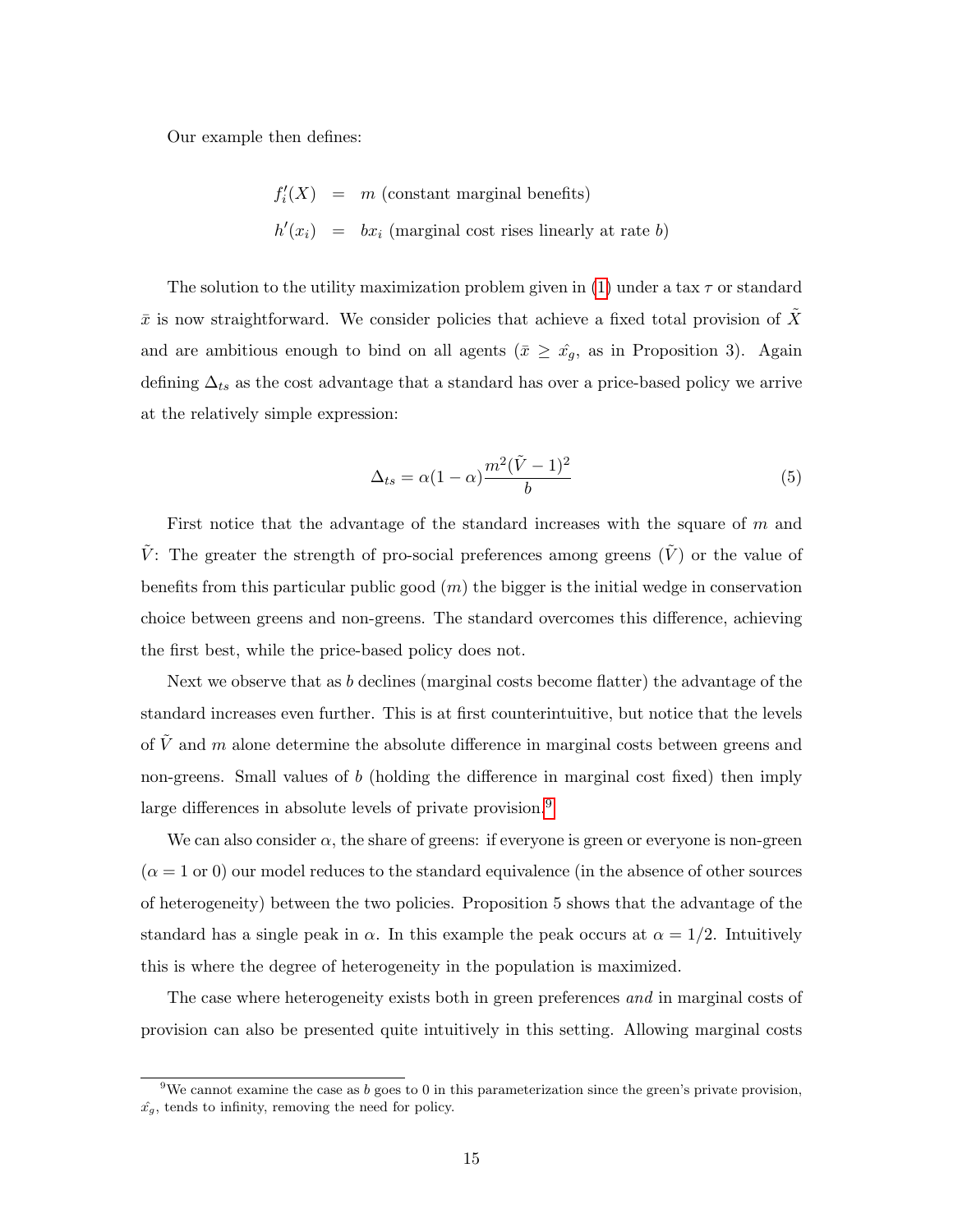Our example then defines:

$$
\begin{aligned}
f_i'(X) &= m \text{ (constant marginal benefits)} \\
h'(x_i) &= bx_i \text{ (marginal cost rises linearly at rate } b\text{)}
\end{aligned}
$$

The solution to the utility maximization problem given in (1) under a tax $\tau$ or standard $\bar{x}$ is now straightforward. We consider policies that achieve a fixed total provision of $\tilde{X}$ and are ambitious enough to bind on all agents ($\bar{x} \geq \hat{x_g}$, as in Proposition 3). Again defining $\Delta_{ts}$ as the cost advantage that a standard has over a price-based policy we arrive at the relatively simple expression:

$$
\Delta_{ts} = \alpha(1-\alpha)\frac{m^2(\tilde{V}-1)^2}{b} \tag{5}
$$

First notice that the advantage of the standard increases with the square of $m$ and $\tilde{V}$: The greater the strength of pro-social preferences among greens ($\tilde{V}$) or the value of benefits from this particular public good ($m$) the bigger is the initial wedge in conservation choice between greens and non-greens. The standard overcomes this difference, achieving the first best, while the price-based policy does not.

Next we observe that as $b$ declines (marginal costs become flatter) the advantage of the standard increases even further. This is at first counterintuitive, but notice that the levels of $\tilde{V}$ and $m$ alone determine the absolute difference in marginal costs between greens and non-greens. Small values of $b$ (holding the difference in marginal cost fixed) then imply large differences in absolute levels of private provision.[9]

We can also consider $\alpha$, the share of greens: if everyone is green or everyone is non-green ($\alpha = 1$ or 0) our model reduces to the standard equivalence (in the absence of other sources of heterogeneity) between the two policies. Proposition 5 shows that the advantage of the standard has a single peak in $\alpha$. In this example the peak occurs at $\alpha = 1/2$. Intuitively this is where the degree of heterogeneity in the population is maximized.

The case where heterogeneity exists both in green preferences *and* in marginal costs of provision can also be presented quite intuitively in this setting. Allowing marginal costs

[9] We cannot examine the case as $b$ goes to 0 in this parameterization since the green's private provision, $\hat{x_g}$, tends to infinity, removing the need for policy.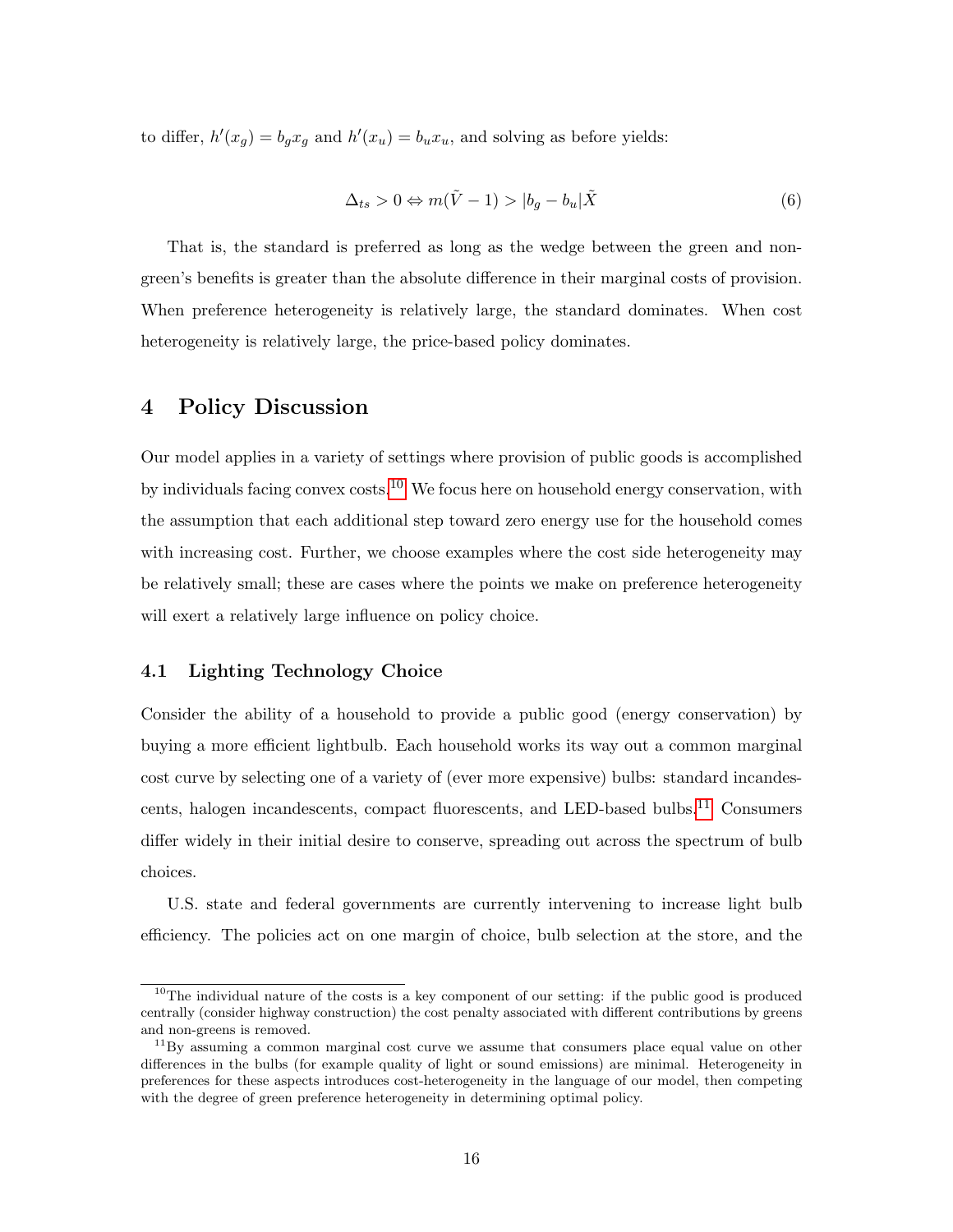to differ, $h'(x_g) = b_g x_g$ and $h'(x_u) = b_u x_u$, and solving as before yields:

$$\Delta_{ts} > 0 \Leftrightarrow m(\tilde{V} - 1) > |b_g - b_u|\tilde{X} \tag{6}$$

That is, the standard is preferred as long as the wedge between the green and non-green's benefits is greater than the absolute difference in their marginal costs of provision. When preference heterogeneity is relatively large, the standard dominates. When cost heterogeneity is relatively large, the price-based policy dominates.

## 4 Policy Discussion

Our model applies in a variety of settings where provision of public goods is accomplished by individuals facing convex costs.[10] We focus here on household energy conservation, with the assumption that each additional step toward zero energy use for the household comes with increasing cost. Further, we choose examples where the cost side heterogeneity may be relatively small; these are cases where the points we make on preference heterogeneity will exert a relatively large influence on policy choice.

### 4.1 Lighting Technology Choice

Consider the ability of a household to provide a public good (energy conservation) by buying a more efficient lightbulb. Each household works its way out a common marginal cost curve by selecting one of a variety of (ever more expensive) bulbs: standard incandescents, halogen incandescents, compact fluorescents, and LED-based bulbs.[11] Consumers differ widely in their initial desire to conserve, spreading out across the spectrum of bulb choices.

U.S. state and federal governments are currently intervening to increase light bulb efficiency. The policies act on one margin of choice, bulb selection at the store, and the

[10] The individual nature of the costs is a key component of our setting: if the public good is produced centrally (consider highway construction) the cost penalty associated with different contributions by greens and non-greens is removed.

[11] By assuming a common marginal cost curve we assume that consumers place equal value on other differences in the bulbs (for example quality of light or sound emissions) are minimal. Heterogeneity in preferences for these aspects introduces cost-heterogeneity in the language of our model, then competing with the degree of green preference heterogeneity in determining optimal policy.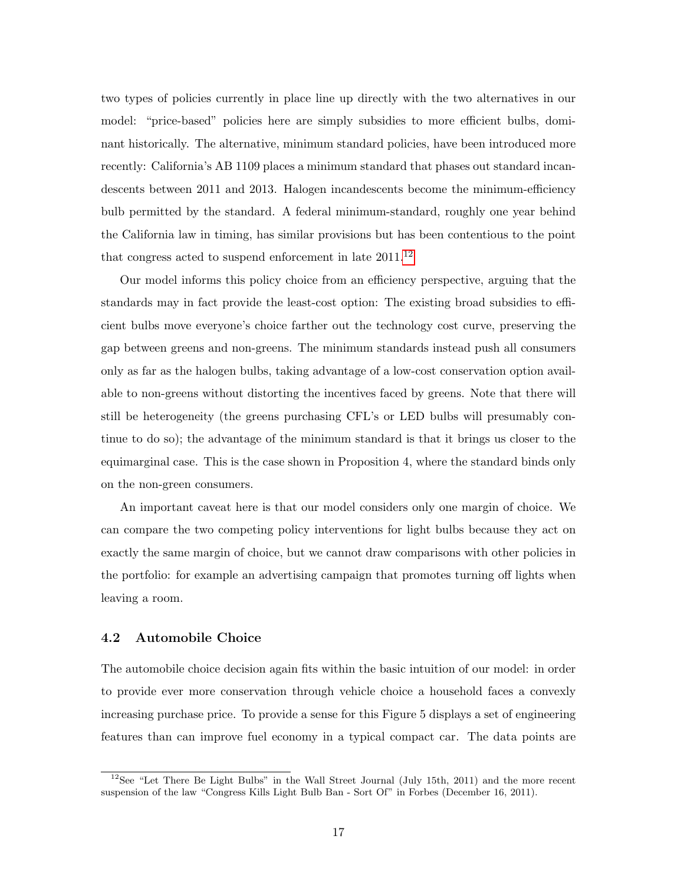two types of policies currently in place line up directly with the two alternatives in our model: "price-based" policies here are simply subsidies to more efficient bulbs, dominant historically. The alternative, minimum standard policies, have been introduced more recently: California's AB 1109 places a minimum standard that phases out standard incandescents between 2011 and 2013. Halogen incandescents become the minimum-efficiency bulb permitted by the standard. A federal minimum-standard, roughly one year behind the California law in timing, has similar provisions but has been contentious to the point that congress acted to suspend enforcement in late 2011.[12]

Our model informs this policy choice from an efficiency perspective, arguing that the standards may in fact provide the least-cost option: The existing broad subsidies to efficient bulbs move everyone's choice farther out the technology cost curve, preserving the gap between greens and non-greens. The minimum standards instead push all consumers only as far as the halogen bulbs, taking advantage of a low-cost conservation option available to non-greens without distorting the incentives faced by greens. Note that there will still be heterogeneity (the greens purchasing CFL's or LED bulbs will presumably continue to do so); the advantage of the minimum standard is that it brings us closer to the equimarginal case. This is the case shown in Proposition 4, where the standard binds only on the non-green consumers.

An important caveat here is that our model considers only one margin of choice. We can compare the two competing policy interventions for light bulbs because they act on exactly the same margin of choice, but we cannot draw comparisons with other policies in the portfolio: for example an advertising campaign that promotes turning off lights when leaving a room.

### 4.2 Automobile Choice

The automobile choice decision again fits within the basic intuition of our model: in order to provide ever more conservation through vehicle choice a household faces a convexly increasing purchase price. To provide a sense for this Figure 5 displays a set of engineering features than can improve fuel economy in a typical compact car. The data points are

[12] See "Let There Be Light Bulbs" in the Wall Street Journal (July 15th, 2011) and the more recent suspension of the law "Congress Kills Light Bulb Ban - Sort Of" in Forbes (December 16, 2011).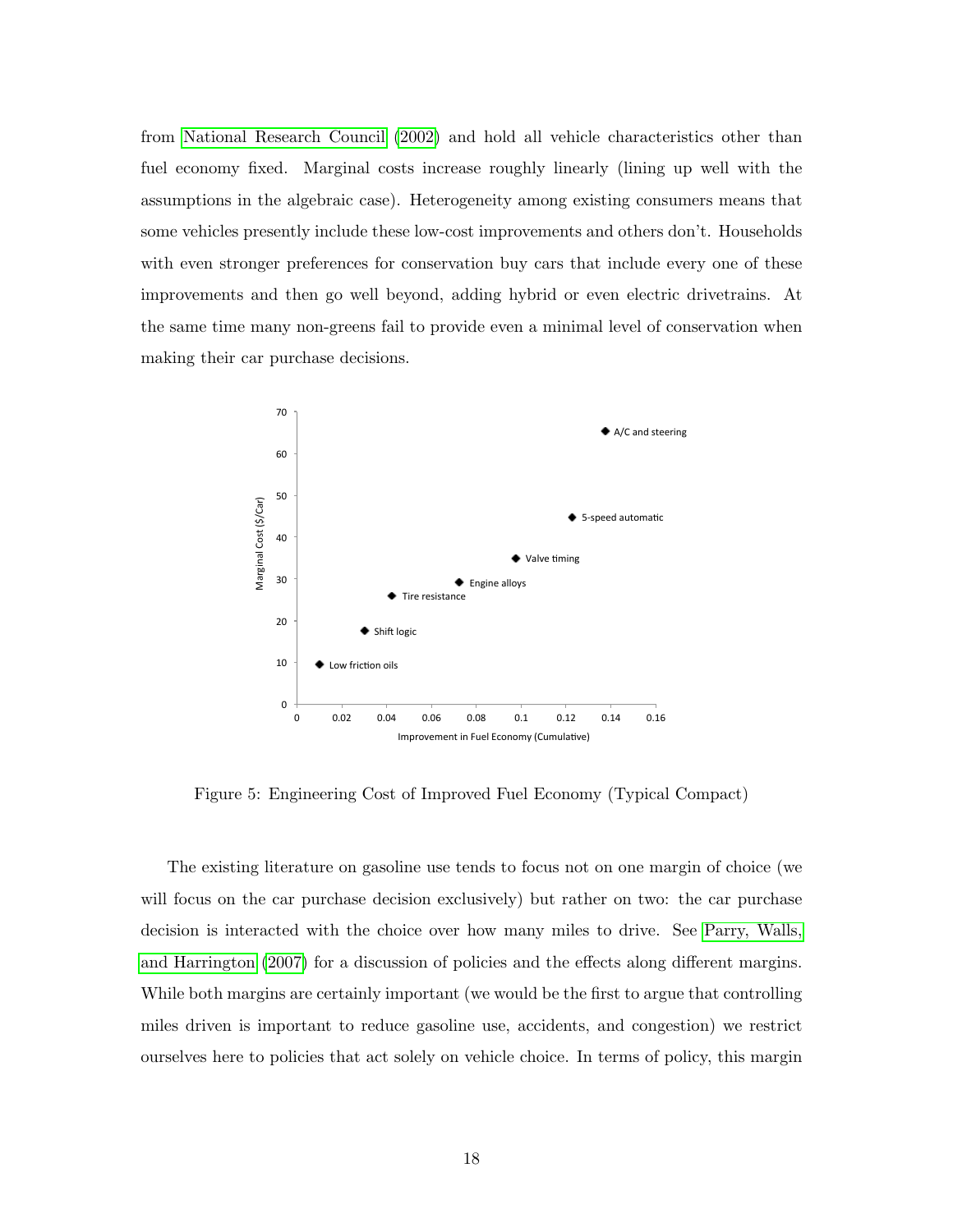from National Research Council (2002) and hold all vehicle characteristics other than fuel economy fixed. Marginal costs increase roughly linearly (lining up well with the assumptions in the algebraic case). Heterogeneity among existing consumers means that some vehicles presently include these low-cost improvements and others don't. Households with even stronger preferences for conservation buy cars that include every one of these improvements and then go well beyond, adding hybrid or even electric drivetrains. At the same time many non-greens fail to provide even a minimal level of conservation when making their car purchase decisions.

Figure 5: Engineering Cost of Improved Fuel Economy (Typical Compact)

The existing literature on gasoline use tends to focus not on one margin of choice (we will focus on the car purchase decision exclusively) but rather on two: the car purchase decision is interacted with the choice over how many miles to drive. See Parry, Walls, and Harrington (2007) for a discussion of policies and the effects along different margins. While both margins are certainly important (we would be the first to argue that controlling miles driven is important to reduce gasoline use, accidents, and congestion) we restrict ourselves here to policies that act solely on vehicle choice. In terms of policy, this margin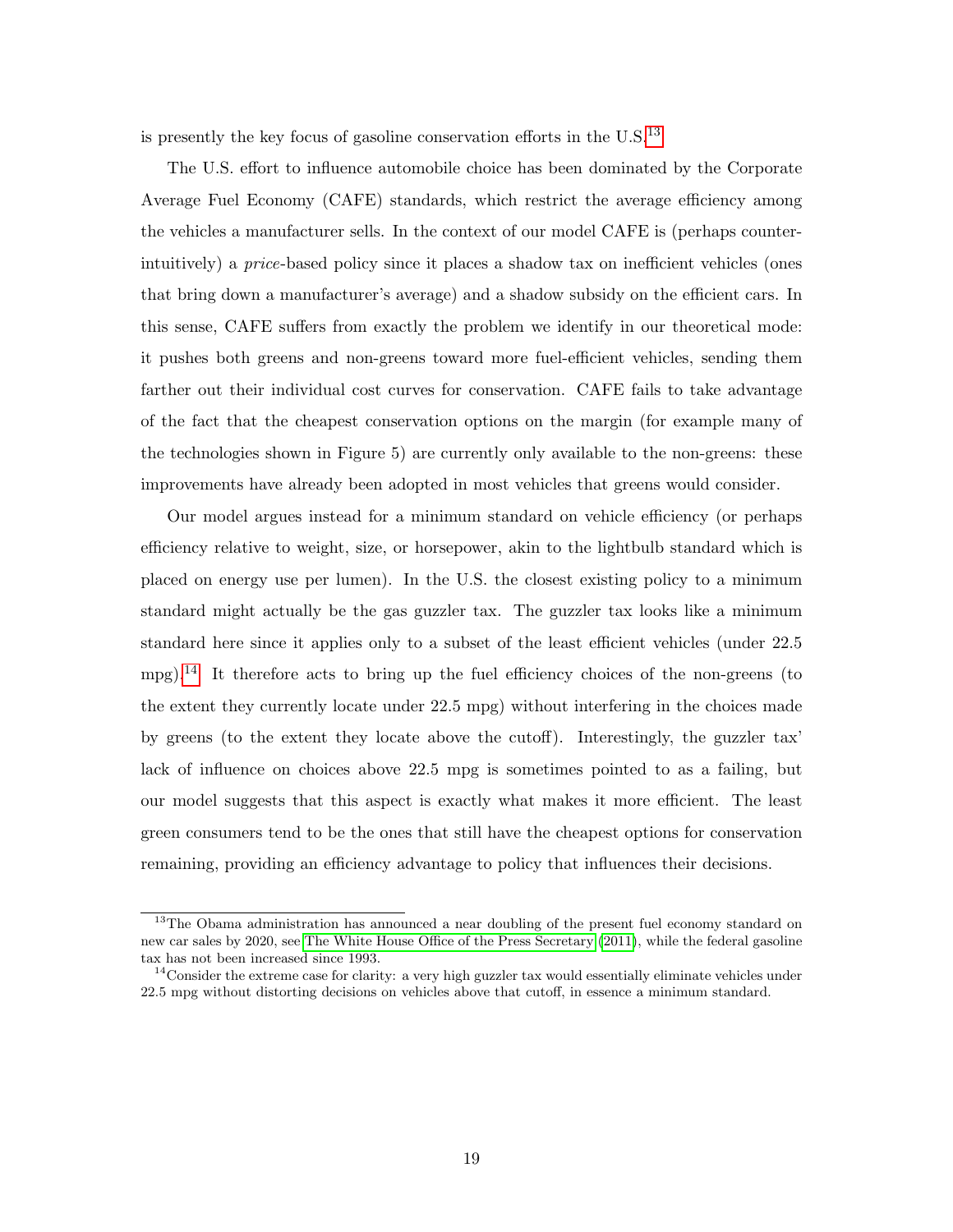is presently the key focus of gasoline conservation efforts in the U.S.[13]

The U.S. effort to influence automobile choice has been dominated by the Corporate Average Fuel Economy (CAFE) standards, which restrict the average efficiency among the vehicles a manufacturer sells. In the context of our model CAFE is (perhaps counter-intuitively) a *price*-based policy since it places a shadow tax on inefficient vehicles (ones that bring down a manufacturer's average) and a shadow subsidy on the efficient cars. In this sense, CAFE suffers from exactly the problem we identify in our theoretical mode: it pushes both greens and non-greens toward more fuel-efficient vehicles, sending them farther out their individual cost curves for conservation. CAFE fails to take advantage of the fact that the cheapest conservation options on the margin (for example many of the technologies shown in Figure 5) are currently only available to the non-greens: these improvements have already been adopted in most vehicles that greens would consider.

Our model argues instead for a minimum standard on vehicle efficiency (or perhaps efficiency relative to weight, size, or horsepower, akin to the lightbulb standard which is placed on energy use per lumen). In the U.S. the closest existing policy to a minimum standard might actually be the gas guzzler tax. The guzzler tax looks like a minimum standard here since it applies only to a subset of the least efficient vehicles (under 22.5 mpg).[14] It therefore acts to bring up the fuel efficiency choices of the non-greens (to the extent they currently locate under 22.5 mpg) without interfering in the choices made by greens (to the extent they locate above the cutoff). Interestingly, the guzzler tax' lack of influence on choices above 22.5 mpg is sometimes pointed to as a failing, but our model suggests that this aspect is exactly what makes it more efficient. The least green consumers tend to be the ones that still have the cheapest options for conservation remaining, providing an efficiency advantage to policy that influences their decisions.

[13]The Obama administration has announced a near doubling of the present fuel economy standard on new car sales by 2020, see The White House Office of the Press Secretary (2011), while the federal gasoline tax has not been increased since 1993.

[14]Consider the extreme case for clarity: a very high guzzler tax would essentially eliminate vehicles under 22.5 mpg without distorting decisions on vehicles above that cutoff, in essence a minimum standard.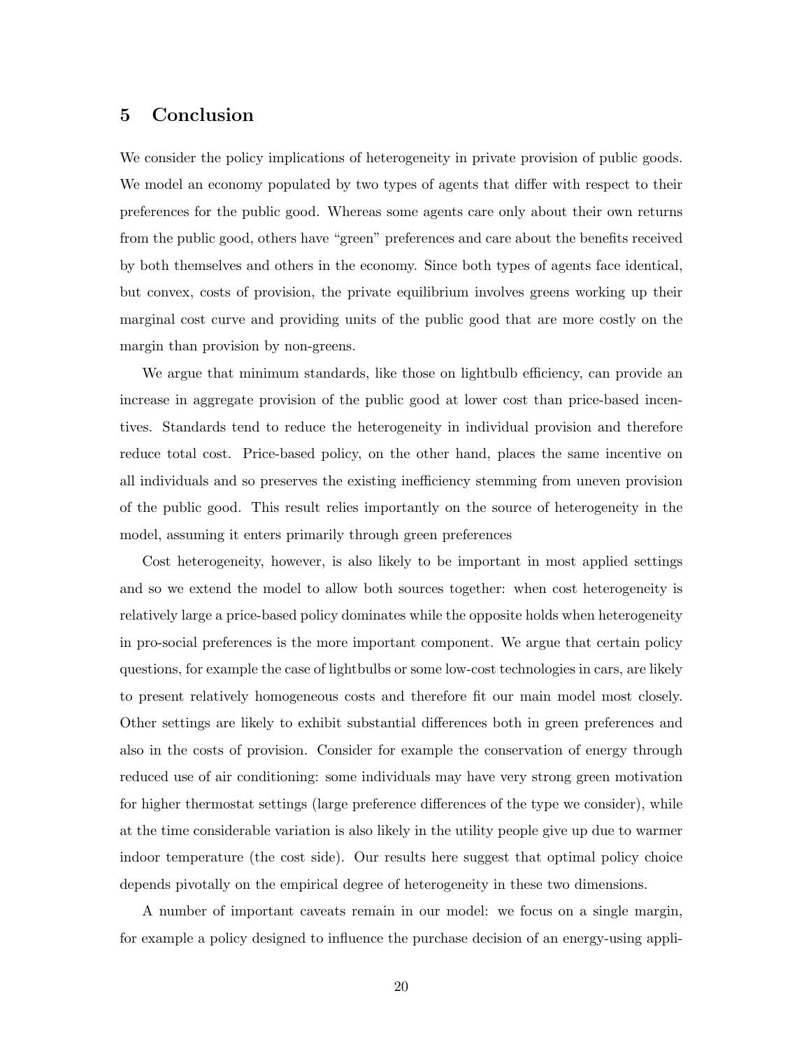## 5 Conclusion

We consider the policy implications of heterogeneity in private provision of public goods. We model an economy populated by two types of agents that differ with respect to their preferences for the public good. Whereas some agents care only about their own returns from the public good, others have "green" preferences and care about the benefits received by both themselves and others in the economy. Since both types of agents face identical, but convex, costs of provision, the private equilibrium involves greens working up their marginal cost curve and providing units of the public good that are more costly on the margin than provision by non-greens.

We argue that minimum standards, like those on lightbulb efficiency, can provide an increase in aggregate provision of the public good at lower cost than price-based incentives. Standards tend to reduce the heterogeneity in individual provision and therefore reduce total cost. Price-based policy, on the other hand, places the same incentive on all individuals and so preserves the existing inefficiency stemming from uneven provision of the public good. This result relies importantly on the source of heterogeneity in the model, assuming it enters primarily through green preferences

Cost heterogeneity, however, is also likely to be important in most applied settings and so we extend the model to allow both sources together: when cost heterogeneity is relatively large a price-based policy dominates while the opposite holds when heterogeneity in pro-social preferences is the more important component. We argue that certain policy questions, for example the case of lightbulbs or some low-cost technologies in cars, are likely to present relatively homogeneous costs and therefore fit our main model most closely. Other settings are likely to exhibit substantial differences both in green preferences and also in the costs of provision. Consider for example the conservation of energy through reduced use of air conditioning: some individuals may have very strong green motivation for higher thermostat settings (large preference differences of the type we consider), while at the time considerable variation is also likely in the utility people give up due to warmer indoor temperature (the cost side). Our results here suggest that optimal policy choice depends pivotally on the empirical degree of heterogeneity in these two dimensions.

A number of important caveats remain in our model: we focus on a single margin, for example a policy designed to influence the purchase decision of an energy-using appli-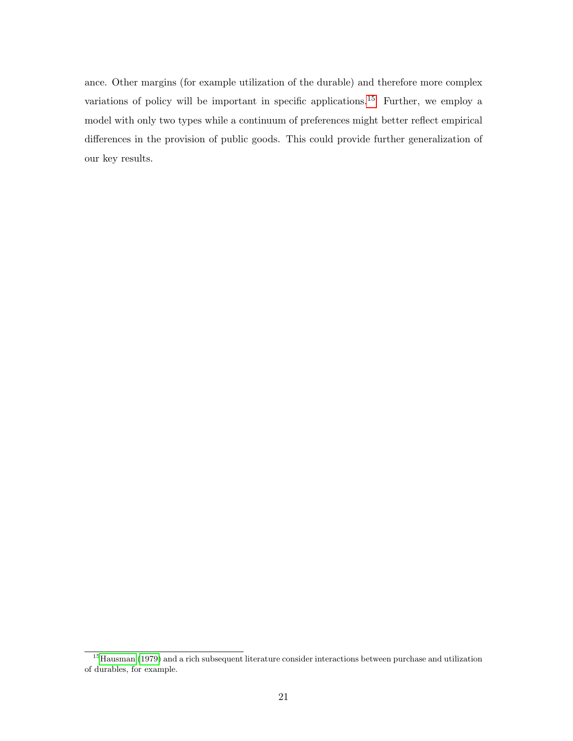ance. Other margins (for example utilization of the durable) and therefore more complex variations of policy will be important in specific applications.[15] Further, we employ a model with only two types while a continuum of preferences might better reflect empirical differences in the provision of public goods. This could provide further generalization of our key results.

---

[15] Hausman (1979) and a rich subsequent literature consider interactions between purchase and utilization of durables, for example.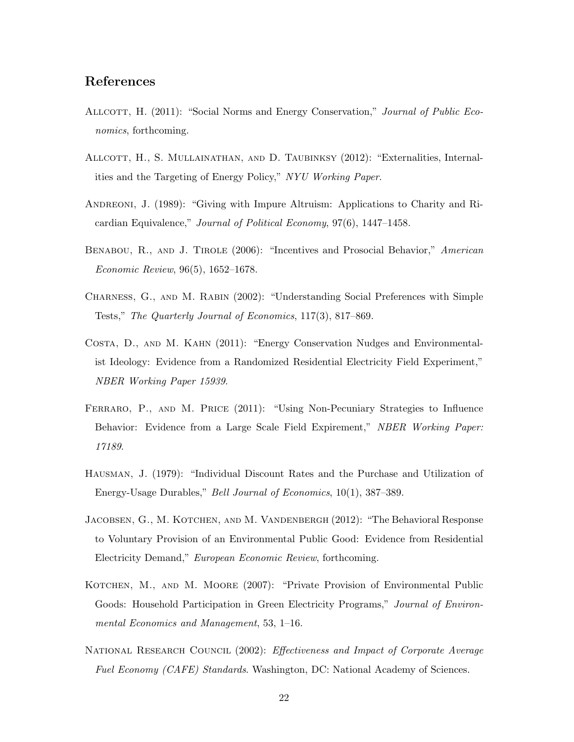## References

Allcott, H. (2011): "Social Norms and Energy Conservation," *Journal of Public Economics*, forthcoming.

Allcott, H., S. Mullainathan, and D. Taubinksy (2012): "Externalities, Internalities and the Targeting of Energy Policy," *NYU Working Paper*.

Andreoni, J. (1989): "Giving with Impure Altruism: Applications to Charity and Ricardian Equivalence," *Journal of Political Economy*, 97(6), 1447–1458.

Benabou, R., and J. Tirole (2006): "Incentives and Prosocial Behavior," *American Economic Review*, 96(5), 1652–1678.

Charness, G., and M. Rabin (2002): "Understanding Social Preferences with Simple Tests," *The Quarterly Journal of Economics*, 117(3), 817–869.

Costa, D., and M. Kahn (2011): "Energy Conservation Nudges and Environmentalist Ideology: Evidence from a Randomized Residential Electricity Field Experiment," *NBER Working Paper 15939*.

Ferraro, P., and M. Price (2011): "Using Non-Pecuniary Strategies to Influence Behavior: Evidence from a Large Scale Field Expirement," *NBER Working Paper: 17189*.

Hausman, J. (1979): "Individual Discount Rates and the Purchase and Utilization of Energy-Usage Durables," *Bell Journal of Economics*, 10(1), 387–389.

Jacobsen, G., M. Kotchen, and M. Vandenbergh (2012): "The Behavioral Response to Voluntary Provision of an Environmental Public Good: Evidence from Residential Electricity Demand," *European Economic Review*, forthcoming.

Kotchen, M., and M. Moore (2007): "Private Provision of Environmental Public Goods: Household Participation in Green Electricity Programs," *Journal of Environmental Economics and Management*, 53, 1–16.

National Research Council (2002): *Effectiveness and Impact of Corporate Average Fuel Economy (CAFE) Standards*. Washington, DC: National Academy of Sciences.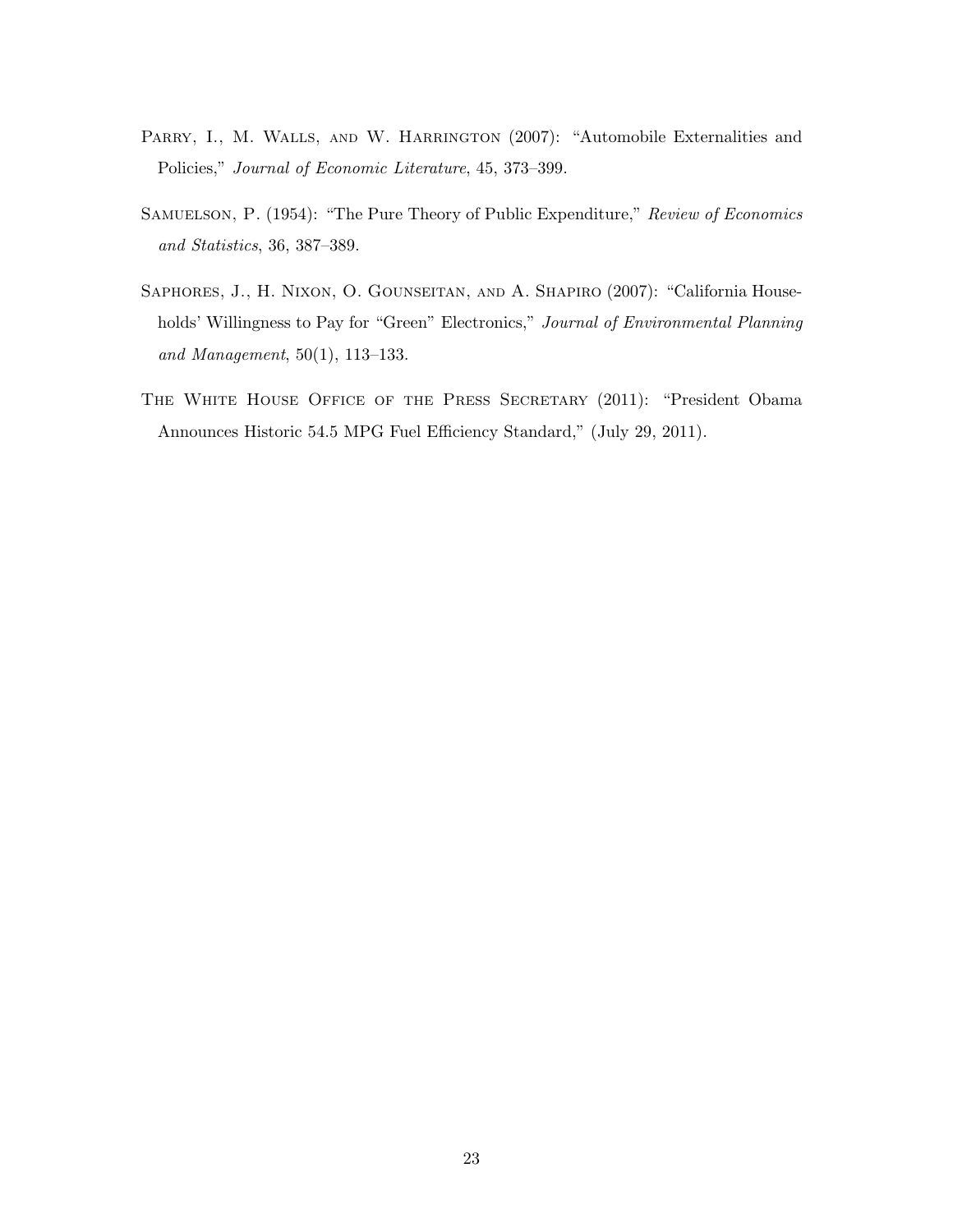Parry, I., M. Walls, and W. Harrington (2007): "Automobile Externalities and Policies," *Journal of Economic Literature*, 45, 373–399.

Samuelson, P. (1954): "The Pure Theory of Public Expenditure," *Review of Economics and Statistics*, 36, 387–389.

Saphores, J., H. Nixon, O. Gounseitan, and A. Shapiro (2007): "California Households' Willingness to Pay for "Green" Electronics," *Journal of Environmental Planning and Management*, 50(1), 113–133.

The White House Office of the Press Secretary (2011): "President Obama Announces Historic 54.5 MPG Fuel Efficiency Standard," (July 29, 2011).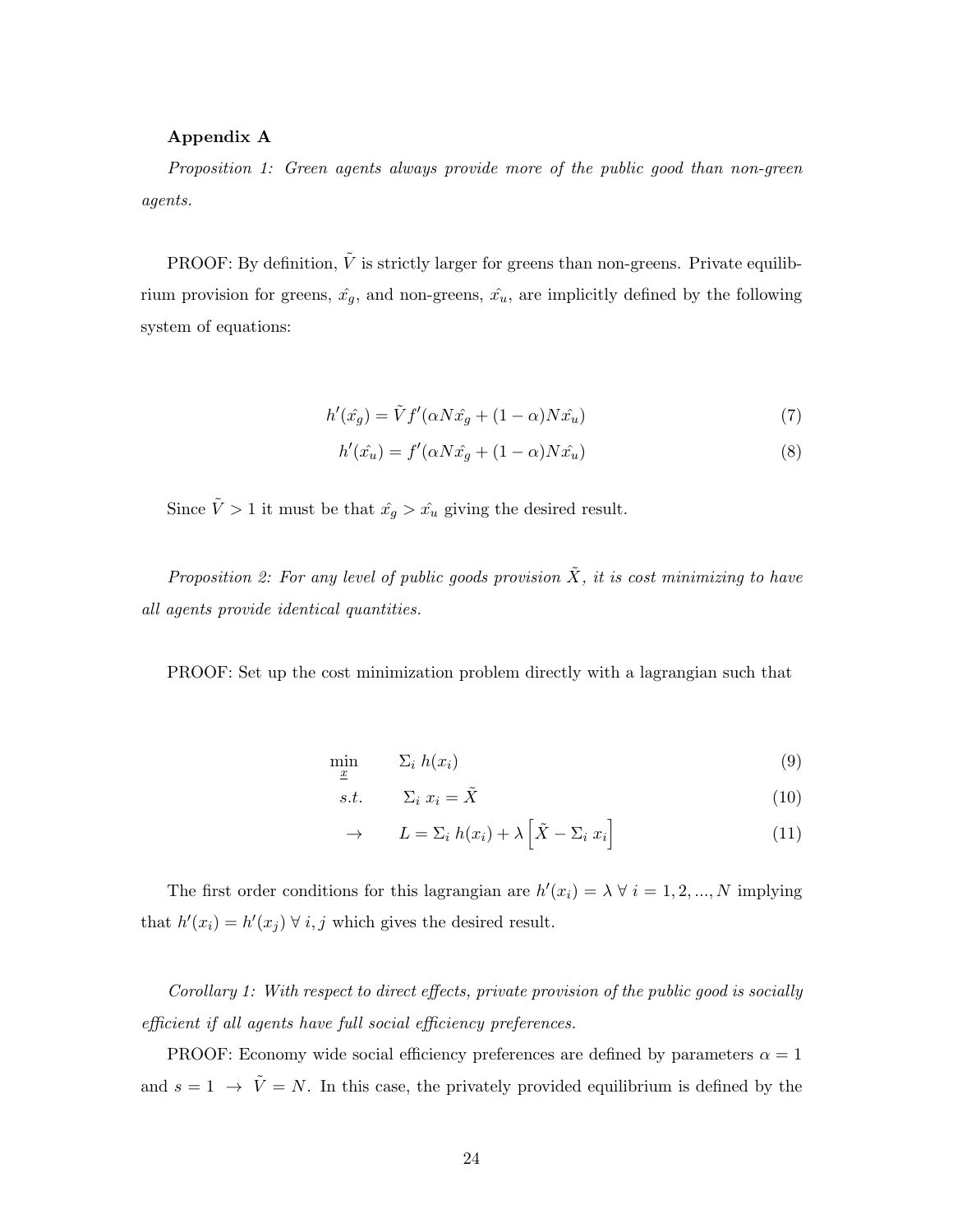**Appendix A**

*Proposition 1: Green agents always provide more of the public good than non-green agents.*

PROOF: By definition, $\tilde{V}$ is strictly larger for greens than non-greens. Private equilibrium provision for greens, $\hat{x_g}$, and non-greens, $\hat{x_u}$, are implicitly defined by the following system of equations:

$$h'(\hat{x_g}) = \tilde{V} f'(\alpha N \hat{x_g} + (1-\alpha) N \hat{x_u}) \tag{7}$$

$$h'(\hat{x_u}) = f'(\alpha N \hat{x_g} + (1-\alpha) N \hat{x_u}) \tag{8}$$

Since $\tilde{V} > 1$ it must be that $\hat{x_g} > \hat{x_u}$ giving the desired result.

*Proposition 2: For any level of public goods provision $\tilde{X}$, it is cost minimizing to have all agents provide identical quantities.*

PROOF: Set up the cost minimization problem directly with a lagrangian such that

$$\min_{\underline{x}} \qquad \Sigma_i \; h(x_i) \tag{9}$$

$$s.t. \qquad \Sigma_i \; x_i = \tilde{X} \tag{10}$$

$$\rightarrow \qquad L = \Sigma_i \; h(x_i) + \lambda \left[ \tilde{X} - \Sigma_i \; x_i \right] \tag{11}$$

The first order conditions for this lagrangian are $h'(x_i) = \lambda \; \forall \; i = 1, 2, ..., N$ implying that $h'(x_i) = h'(x_j) \; \forall \; i, j$ which gives the desired result.

*Corollary 1: With respect to direct effects, private provision of the public good is socially efficient if all agents have full social efficiency preferences.*

PROOF: Economy wide social efficiency preferences are defined by parameters $\alpha = 1$ and $s = 1 \; \rightarrow \; \tilde{V} = N$. In this case, the privately provided equilibrium is defined by the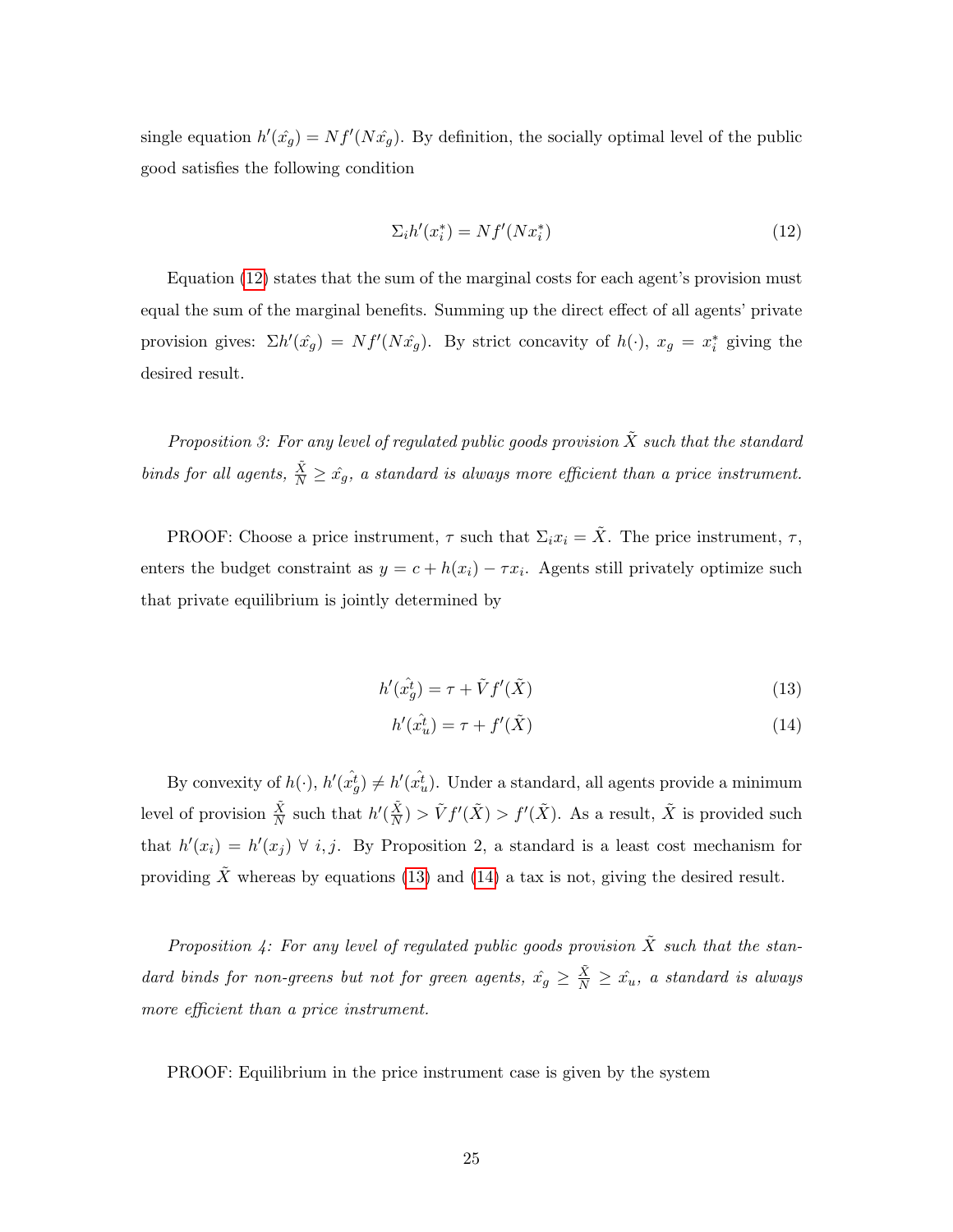single equation $h'(\hat{x_g}) = Nf'(N\hat{x_g})$. By definition, the socially optimal level of the public good satisfies the following condition

$$\Sigma_i h'(x_i^*) = Nf'(Nx_i^*) \tag{12}$$

Equation (12) states that the sum of the marginal costs for each agent's provision must equal the sum of the marginal benefits. Summing up the direct effect of all agents' private provision gives: $\Sigma h'(\hat{x_g}) = Nf'(N\hat{x_g})$. By strict concavity of $h(\cdot)$, $x_g = x_i^*$ giving the desired result.

*Proposition 3: For any level of regulated public goods provision $\tilde{X}$ such that the standard binds for all agents, $\frac{\tilde{X}}{N} \geq \hat{x_g}$, a standard is always more efficient than a price instrument.*

PROOF: Choose a price instrument, $\tau$ such that $\Sigma_i x_i = \tilde{X}$. The price instrument, $\tau$, enters the budget constraint as $y = c + h(x_i) - \tau x_i$. Agents still privately optimize such that private equilibrium is jointly determined by

$$h'(\hat{x_g^t}) = \tau + \tilde{V} f'(\tilde{X}) \tag{13}$$

$$h'(\hat{x_u^t}) = \tau + f'(\tilde{X}) \tag{14}$$

By convexity of $h(\cdot)$, $h'(\hat{x_g^t}) \neq h'(\hat{x_u^t})$. Under a standard, all agents provide a minimum level of provision $\frac{\tilde{X}}{N}$ such that $h'(\frac{\tilde{X}}{N}) > \tilde{V} f'(\tilde{X}) > f'(\tilde{X})$. As a result, $\tilde{X}$ is provided such that $h'(x_i) = h'(x_j) \ \forall \ i, j$. By Proposition 2, a standard is a least cost mechanism for providing $\tilde{X}$ whereas by equations (13) and (14) a tax is not, giving the desired result.

*Proposition 4: For any level of regulated public goods provision $\tilde{X}$ such that the standard binds for non-greens but not for green agents, $\hat{x_g} \geq \frac{\tilde{X}}{N} \geq \hat{x_u}$, a standard is always more efficient than a price instrument.*

PROOF: Equilibrium in the price instrument case is given by the system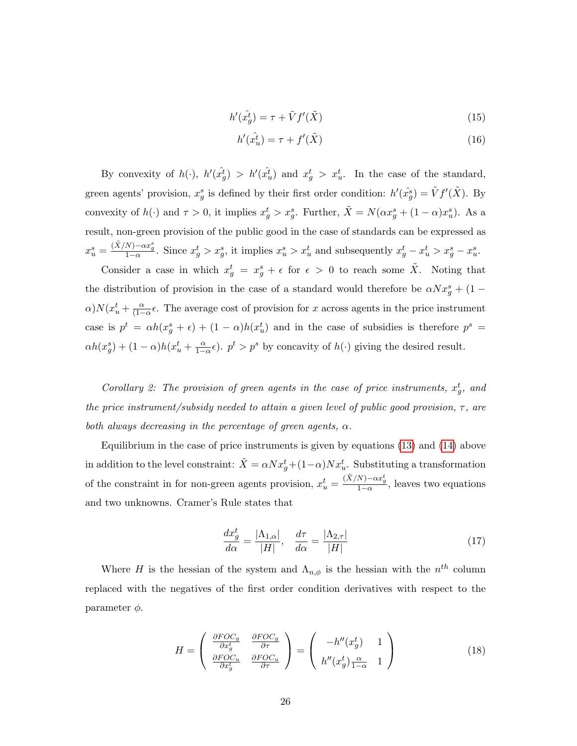$$h'(\hat{x_g^t}) = \tau + \tilde{V}f'(\tilde{X}) \tag{15}$$

$$h'(\hat{x_u^t}) = \tau + f'(\tilde{X}) \tag{16}$$

By convexity of $h(\cdot)$, $h'(\hat{x_g^t}) > h'(\hat{x_u^t})$ and $x_g^t > x_u^t$. In the case of the standard, green agents' provision, $x_g^s$ is defined by their first order condition: $h'(\hat{x_g^s}) = \tilde{V}f'(\tilde{X})$. By convexity of $h(\cdot)$ and $\tau > 0$, it implies $x_g^t > x_g^s$. Further, $\tilde{X} = N(\alpha x_g^s + (1-\alpha)x_u^s)$. As a result, non-green provision of the public good in the case of standards can be expressed as $x_u^s = \frac{(\tilde{X}/N) - \alpha x_g^s}{1-\alpha}$. Since $x_g^t > x_g^s$, it implies $x_u^s > x_u^t$ and subsequently $x_g^t - x_u^t > x_g^s - x_u^s$.

Consider a case in which $x_g^t = x_g^s + \epsilon$ for $\epsilon > 0$ to reach some $\tilde{X}$. Noting that the distribution of provision in the case of a standard would therefore be $\alpha N x_g^s + (1-\alpha)N(x_u^t + \frac{\alpha}{(1-\alpha}\epsilon$. The average cost of provision for $x$ across agents in the price instrument case is $p^t = \alpha h(x_g^s + \epsilon) + (1-\alpha)h(x_u^t)$ and in the case of subsidies is therefore $p^s = \alpha h(x_g^s) + (1-\alpha)h(x_u^t + \frac{\alpha}{1-\alpha}\epsilon)$. $p^t > p^s$ by concavity of $h(\cdot)$ giving the desired result.

*Corollary 2: The provision of green agents in the case of price instruments, $x_g^t$, and the price instrument/subsidy needed to attain a given level of public good provision, $\tau$, are both always decreasing in the percentage of green agents, $\alpha$.*

Equilibrium in the case of price instruments is given by equations (13) and (14) above in addition to the level constraint: $\tilde{X} = \alpha N x_g^t + (1-\alpha)N x_u^t$. Substituting a transformation of the constraint in for non-green agents provision, $x_u^t = \frac{(\tilde{X}/N) - \alpha x_g^t}{1-\alpha}$, leaves two equations and two unknowns. Cramer's Rule states that

$$\frac{dx_g^t}{d\alpha} = \frac{|\Lambda_{1,\alpha}|}{|H|}, \quad \frac{d\tau}{d\alpha} = \frac{|\Lambda_{2,\tau}|}{|H|} \tag{17}$$

Where $H$ is the hessian of the system and $\Lambda_{n,\phi}$ is the hessian with the $n^{th}$ column replaced with the negatives of the first order condition derivatives with respect to the parameter $\phi$.

$$H = \begin{pmatrix} \frac{\partial FOC_g}{\partial x_g^t} & \frac{\partial FOC_g}{\partial \tau} \\ \frac{\partial FOC_u}{\partial x_g^t} & \frac{\partial FOC_u}{\partial \tau} \end{pmatrix} = \begin{pmatrix} -h''(x_g^t) & 1 \\ h''(x_g^t)\frac{\alpha}{1-\alpha} & 1 \end{pmatrix} \tag{18}$$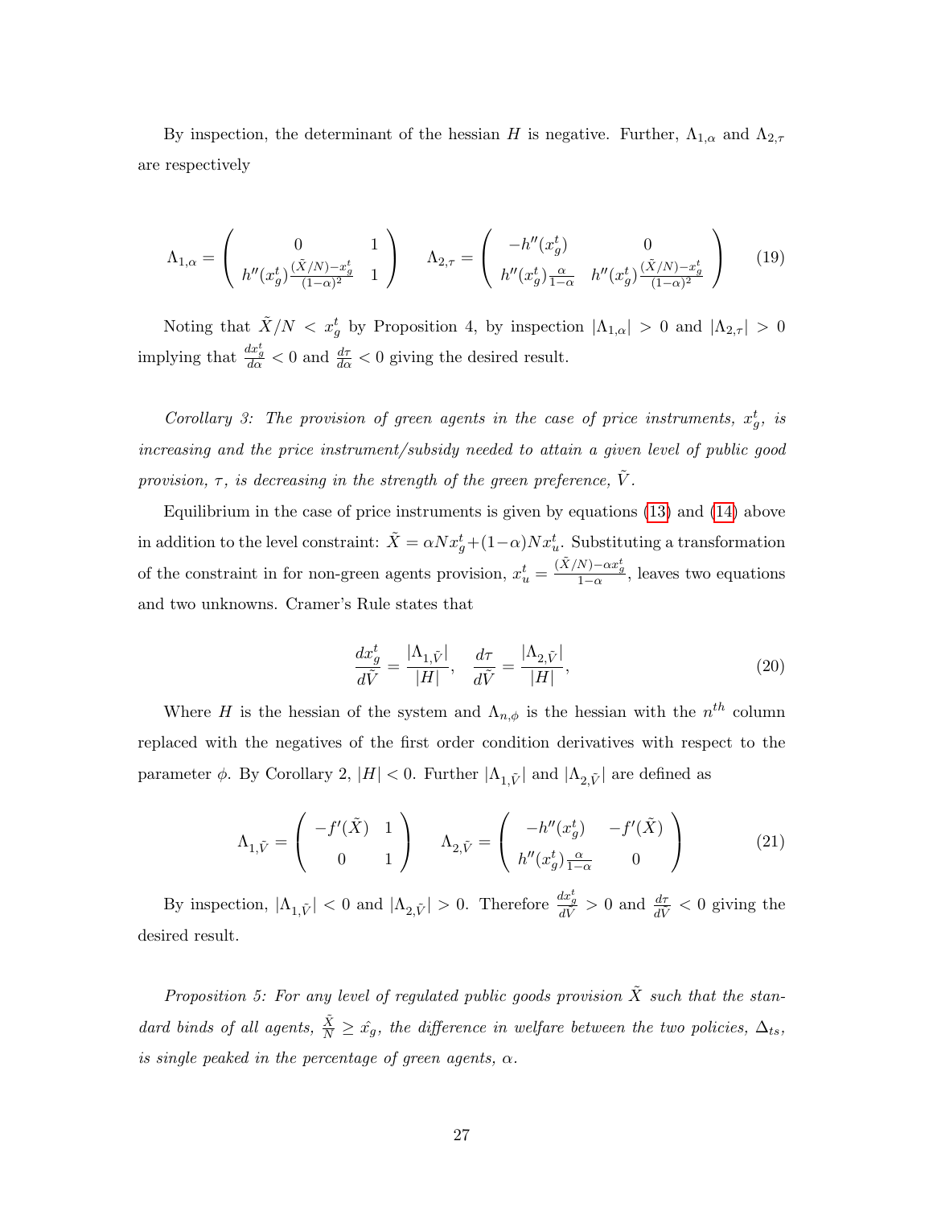By inspection, the determinant of the hessian $H$ is negative. Further, $\Lambda_{1,\alpha}$ and $\Lambda_{2,\tau}$ are respectively

$$\Lambda_{1,\alpha} = \begin{pmatrix} 0 & 1 \\ h''(x_g^t)\frac{(\tilde{X}/N)-x_g^t}{(1-\alpha)^2} & 1 \end{pmatrix} \quad \Lambda_{2,\tau} = \begin{pmatrix} -h''(x_g^t) & 0 \\ h''(x_g^t)\frac{\alpha}{1-\alpha} & h''(x_g^t)\frac{(\tilde{X}/N)-x_g^t}{(1-\alpha)^2} \end{pmatrix} \tag{19}$$

Noting that $\tilde{X}/N < x_g^t$ by Proposition 4, by inspection $|\Lambda_{1,\alpha}| > 0$ and $|\Lambda_{2,\tau}| > 0$ implying that $\frac{dx_g^t}{d\alpha} < 0$ and $\frac{d\tau}{d\alpha} < 0$ giving the desired result.

*Corollary 3: The provision of green agents in the case of price instruments, $x_g^t$, is increasing and the price instrument/subsidy needed to attain a given level of public good provision, $\tau$, is decreasing in the strength of the green preference, $\tilde{V}$.*

Equilibrium in the case of price instruments is given by equations (13) and (14) above in addition to the level constraint: $\tilde{X} = \alpha N x_g^t + (1-\alpha) N x_u^t$. Substituting a transformation of the constraint in for non-green agents provision, $x_u^t = \frac{(\tilde{X}/N)-\alpha x_g^t}{1-\alpha}$, leaves two equations and two unknowns. Cramer's Rule states that

$$\frac{dx_g^t}{d\tilde{V}} = \frac{|\Lambda_{1,\tilde{V}}|}{|H|}, \quad \frac{d\tau}{d\tilde{V}} = \frac{|\Lambda_{2,\tilde{V}}|}{|H|}, \tag{20}$$

Where $H$ is the hessian of the system and $\Lambda_{n,\phi}$ is the hessian with the $n^{th}$ column replaced with the negatives of the first order condition derivatives with respect to the parameter $\phi$. By Corollary 2, $|H| < 0$. Further $|\Lambda_{1,\tilde{V}}|$ and $|\Lambda_{2,\tilde{V}}|$ are defined as

$$\Lambda_{1,\tilde{V}} = \begin{pmatrix} -f'(\tilde{X}) & 1 \\ 0 & 1 \end{pmatrix} \quad \Lambda_{2,\tilde{V}} = \begin{pmatrix} -h''(x_g^t) & -f'(\tilde{X}) \\ h''(x_g^t)\frac{\alpha}{1-\alpha} & 0 \end{pmatrix} \tag{21}$$

By inspection, $|\Lambda_{1,\tilde{V}}| < 0$ and $|\Lambda_{2,\tilde{V}}| > 0$. Therefore $\frac{dx_g^t}{d\tilde{V}} > 0$ and $\frac{d\tau}{d\tilde{V}} < 0$ giving the desired result.

*Proposition 5: For any level of regulated public goods provision $\tilde{X}$ such that the standard binds of all agents, $\frac{\tilde{X}}{N} \geq \hat{x}_g$, the difference in welfare between the two policies, $\Delta_{ts}$, is single peaked in the percentage of green agents, $\alpha$.*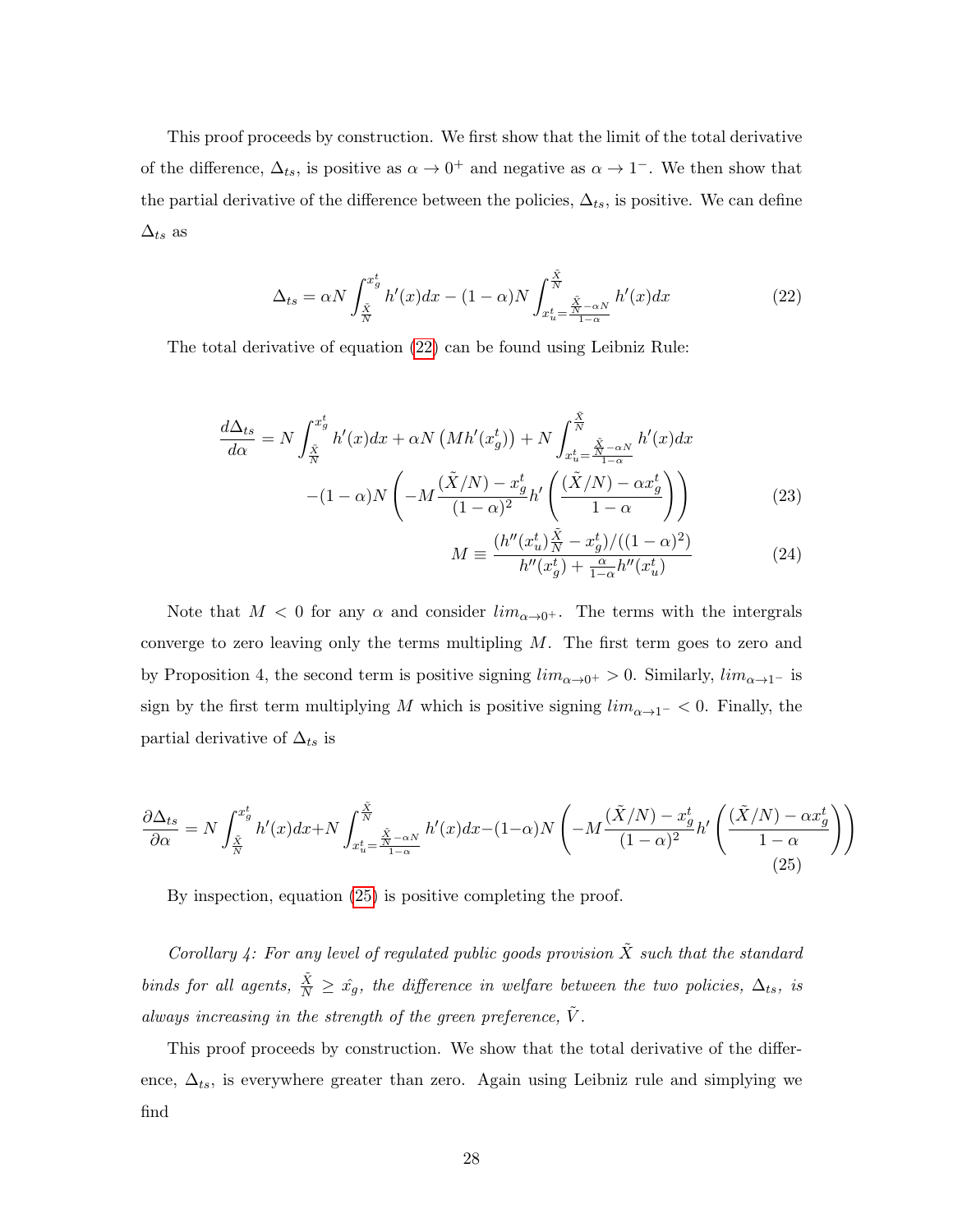This proof proceeds by construction. We first show that the limit of the total derivative of the difference, $\Delta_{ts}$, is positive as $\alpha \to 0^+$ and negative as $\alpha \to 1^-$. We then show that the partial derivative of the difference between the policies, $\Delta_{ts}$, is positive. We can define $\Delta_{ts}$ as

$$\Delta_{ts} = \alpha N \int_{\frac{\tilde{X}}{N}}^{x_g^t} h'(x)dx - (1-\alpha)N \int_{x_u^t = \frac{\frac{\tilde{X}}{N} - \alpha N}{1-\alpha}}^{\frac{\tilde{X}}{N}} h'(x)dx \tag{22}$$

The total derivative of equation (22) can be found using Leibniz Rule:

$$\frac{d\Delta_{ts}}{d\alpha} = N \int_{\frac{\tilde{X}}{N}}^{x_g^t} h'(x)dx + \alpha N \left(Mh'(x_g^t)\right) + N \int_{x_u^t = \frac{\frac{\tilde{X}}{N} - \alpha N}{1-\alpha}}^{\frac{\tilde{X}}{N}} h'(x)dx$$

$$-(1-\alpha)N \left(-M \frac{(\tilde{X}/N) - x_g^t}{(1-\alpha)^2} h'\left(\frac{(\tilde{X}/N) - \alpha x_g^t}{1-\alpha}\right)\right) \tag{23}$$

$$M \equiv \frac{(h''(x_u^t)\frac{\tilde{X}}{N} - x_g^t)/((1-\alpha)^2)}{h''(x_g^t) + \frac{\alpha}{1-\alpha}h''(x_u^t)} \tag{24}$$

Note that $M < 0$ for any $\alpha$ and consider $lim_{\alpha \to 0^+}$. The terms with the intergrals converge to zero leaving only the terms multipling $M$. The first term goes to zero and by Proposition 4, the second term is positive signing $lim_{\alpha \to 0^+} > 0$. Similarly, $lim_{\alpha \to 1^-}$ is sign by the first term multiplying $M$ which is positive signing $lim_{\alpha \to 1^-} < 0$. Finally, the partial derivative of $\Delta_{ts}$ is

$$\frac{\partial \Delta_{ts}}{\partial \alpha} = N \int_{\frac{\tilde{X}}{N}}^{x_g^t} h'(x)dx + N \int_{x_u^t = \frac{\frac{\tilde{X}}{N} - \alpha N}{1-\alpha}}^{\frac{\tilde{X}}{N}} h'(x)dx - (1-\alpha)N \left(-M \frac{(\tilde{X}/N) - x_g^t}{(1-\alpha)^2} h'\left(\frac{(\tilde{X}/N) - \alpha x_g^t}{1-\alpha}\right)\right) \tag{25}$$

By inspection, equation (25) is positive completing the proof.

*Corollary 4: For any level of regulated public goods provision $\tilde{X}$ such that the standard binds for all agents, $\frac{\tilde{X}}{N} \geq \hat{x_g}$, the difference in welfare between the two policies, $\Delta_{ts}$, is always increasing in the strength of the green preference, $\tilde{V}$.*

This proof proceeds by construction. We show that the total derivative of the difference, $\Delta_{ts}$, is everywhere greater than zero. Again using Leibniz rule and simplying we find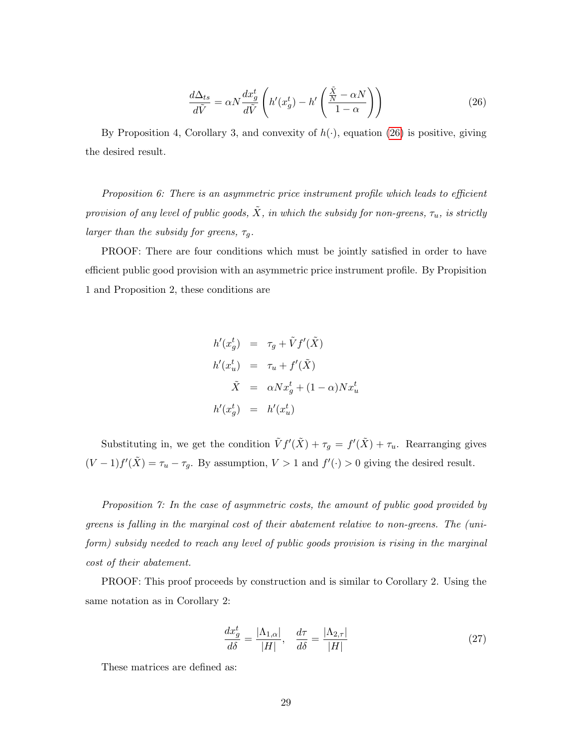$$\frac{d\Delta_{ts}}{d\tilde{V}} = \alpha N \frac{dx_g^t}{d\tilde{V}} \left( h'(x_g^t) - h'\left( \frac{\frac{\tilde{X}}{N} - \alpha N}{1-\alpha} \right) \right) \tag{26}$$

By Proposition 4, Corollary 3, and convexity of $h(\cdot)$, equation (26) is positive, giving the desired result.

*Proposition 6: There is an asymmetric price instrument profile which leads to efficient provision of any level of public goods, $\tilde{X}$, in which the subsidy for non-greens, $\tau_u$, is strictly larger than the subsidy for greens, $\tau_g$.*

PROOF: There are four conditions which must be jointly satisfied in order to have efficient public good provision with an asymmetric price instrument profile. By Propisition 1 and Proposition 2, these conditions are

$$\begin{aligned}
h'(x_g^t) &= \tau_g + \tilde{V} f'(\tilde{X}) \\
h'(x_u^t) &= \tau_u + f'(\tilde{X}) \\
\tilde{X} &= \alpha N x_g^t + (1-\alpha) N x_u^t \\
h'(x_g^t) &= h'(x_u^t)
\end{aligned}$$

Substituting in, we get the condition $\tilde{V} f'(\tilde{X}) + \tau_g = f'(\tilde{X}) + \tau_u$. Rearranging gives $(V-1)f'(\tilde{X}) = \tau_u - \tau_g$. By assumption, $V > 1$ and $f'(\cdot) > 0$ giving the desired result.

*Proposition 7: In the case of asymmetric costs, the amount of public good provided by greens is falling in the marginal cost of their abatement relative to non-greens. The (uniform) subsidy needed to reach any level of public goods provision is rising in the marginal cost of their abatement.*

PROOF: This proof proceeds by construction and is similar to Corollary 2. Using the same notation as in Corollary 2:

$$\frac{dx_g^t}{d\delta} = \frac{|\Lambda_{1,\alpha}|}{|H|}, \quad \frac{d\tau}{d\delta} = \frac{|\Lambda_{2,\tau}|}{|H|} \tag{27}$$

These matrices are defined as: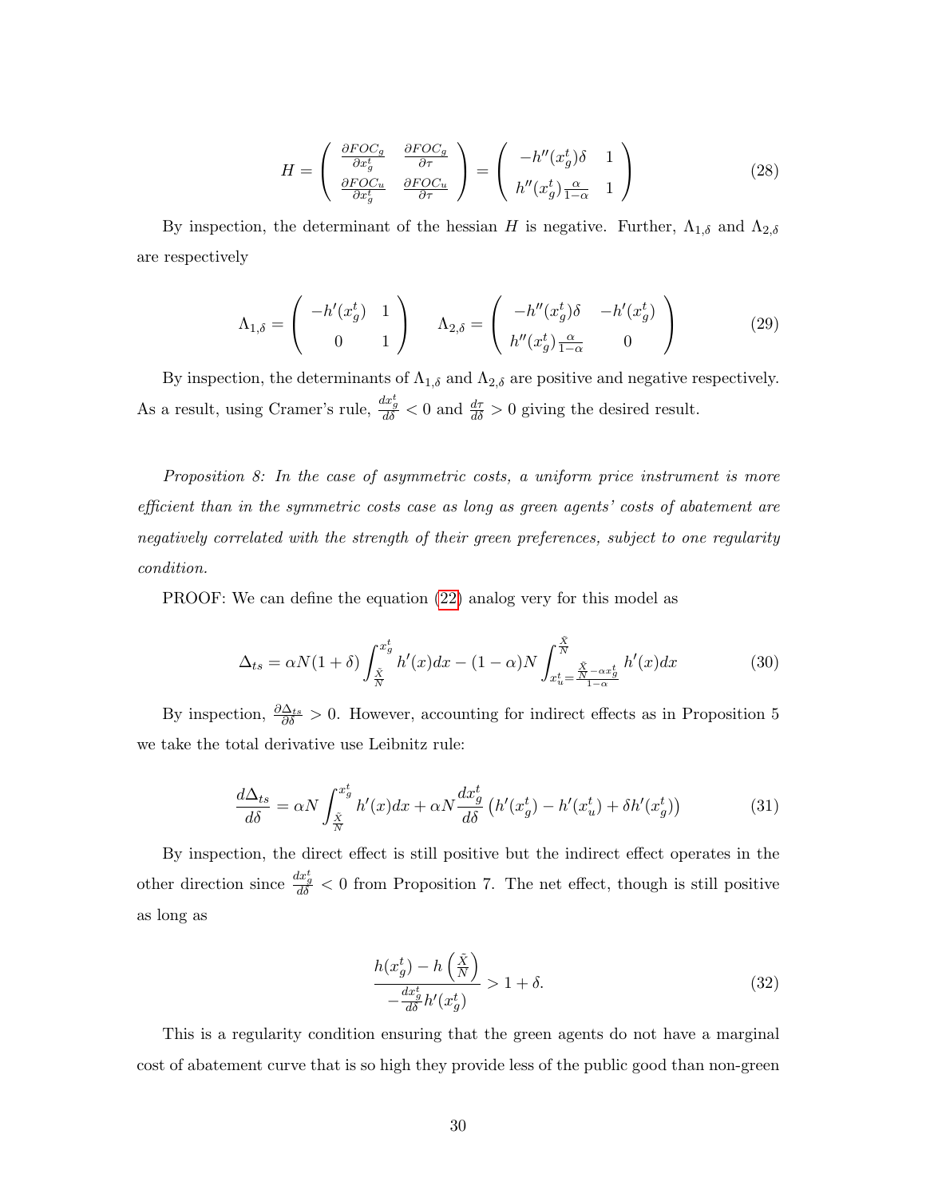$$
H = \begin{pmatrix} \frac{\partial FOC_g}{\partial x_g^t} & \frac{\partial FOC_g}{\partial \tau} \\ \frac{\partial FOC_u}{\partial x_g^t} & \frac{\partial FOC_u}{\partial \tau} \end{pmatrix} = \begin{pmatrix} -h''(x_g^t)\delta & 1 \\ h''(x_g^t)\frac{\alpha}{1-\alpha} & 1 \end{pmatrix} \tag{28}
$$

By inspection, the determinant of the hessian $H$ is negative. Further, $\Lambda_{1,\delta}$ and $\Lambda_{2,\delta}$ are respectively

$$
\Lambda_{1,\delta} = \begin{pmatrix} -h'(x_g^t) & 1 \\ 0 & 1 \end{pmatrix} \qquad \Lambda_{2,\delta} = \begin{pmatrix} -h''(x_g^t)\delta & -h'(x_g^t) \\ h''(x_g^t)\frac{\alpha}{1-\alpha} & 0 \end{pmatrix} \tag{29}
$$

By inspection, the determinants of $\Lambda_{1,\delta}$ and $\Lambda_{2,\delta}$ are positive and negative respectively. As a result, using Cramer's rule, $\frac{dx_g^t}{d\delta} < 0$ and $\frac{d\tau}{d\delta} > 0$ giving the desired result.

*Proposition 8: In the case of asymmetric costs, a uniform price instrument is more efficient than in the symmetric costs case as long as green agents' costs of abatement are negatively correlated with the strength of their green preferences, subject to one regularity condition.*

PROOF: We can define the equation (22) analog very for this model as

$$
\Delta_{ts} = \alpha N(1+\delta)\int_{\frac{\bar{X}}{N}}^{x_g^t} h'(x)dx - (1-\alpha)N\int_{x_u^t = \frac{\frac{\bar{X}}{N} - \alpha x_g^t}{1-\alpha}}^{\frac{\bar{X}}{N}} h'(x)dx \tag{30}
$$

By inspection, $\frac{\partial \Delta_{ts}}{\partial \delta} > 0$. However, accounting for indirect effects as in Proposition 5 we take the total derivative use Leibnitz rule:

$$
\frac{d\Delta_{ts}}{d\delta} = \alpha N \int_{\frac{\bar{X}}{N}}^{x_g^t} h'(x)dx + \alpha N \frac{dx_g^t}{d\delta}\left(h'(x_g^t) - h'(x_u^t) + \delta h'(x_g^t)\right) \tag{31}
$$

By inspection, the direct effect is still positive but the indirect effect operates in the other direction since $\frac{dx_g^t}{d\delta} < 0$ from Proposition 7. The net effect, though is still positive as long as

$$
\frac{h(x_g^t) - h\left(\frac{\bar{X}}{N}\right)}{-\frac{dx_g^t}{d\delta}h'(x_g^t)} > 1 + \delta. \tag{32}
$$

This is a regularity condition ensuring that the green agents do not have a marginal cost of abatement curve that is so high they provide less of the public good than non-green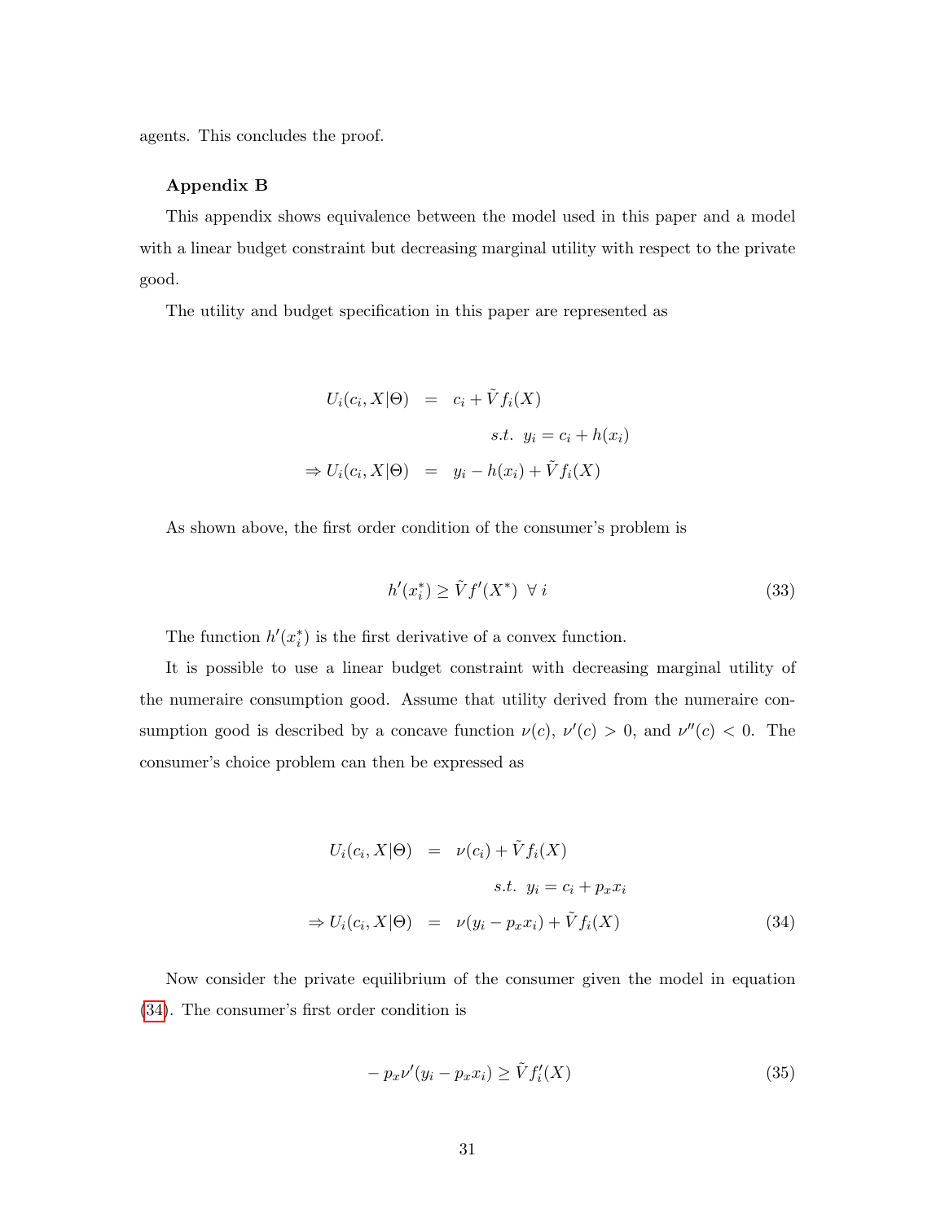agents. This concludes the proof.

**Appendix B**

This appendix shows equivalence between the model used in this paper and a model with a linear budget constraint but decreasing marginal utility with respect to the private good.

The utility and budget specification in this paper are represented as

$$
\begin{aligned}
U_i(c_i, X|\Theta) &= c_i + \tilde{V} f_i(X) \\
& \qquad s.t. \;\; y_i = c_i + h(x_i) \\
\Rightarrow U_i(c_i, X|\Theta) &= y_i - h(x_i) + \tilde{V} f_i(X)
\end{aligned}
$$

As shown above, the first order condition of the consumer's problem is

$$
h'(x_i^*) \geq \tilde{V} f'(X^*) \;\; \forall \, i \tag{33}
$$

The function $h'(x_i^*)$ is the first derivative of a convex function.

It is possible to use a linear budget constraint with decreasing marginal utility of the numeraire consumption good. Assume that utility derived from the numeraire consumption good is described by a concave function $\nu(c)$, $\nu'(c) > 0$, and $\nu''(c) < 0$. The consumer's choice problem can then be expressed as

$$
\begin{aligned}
U_i(c_i, X|\Theta) &= \nu(c_i) + \tilde{V} f_i(X) \\
& \qquad s.t. \;\; y_i = c_i + p_x x_i \\
\Rightarrow U_i(c_i, X|\Theta) &= \nu(y_i - p_x x_i) + \tilde{V} f_i(X)
\end{aligned} \tag{34}
$$

Now consider the private equilibrium of the consumer given the model in equation (34). The consumer's first order condition is

$$
- p_x \nu'(y_i - p_x x_i) \geq \tilde{V} f_i'(X) \tag{35}
$$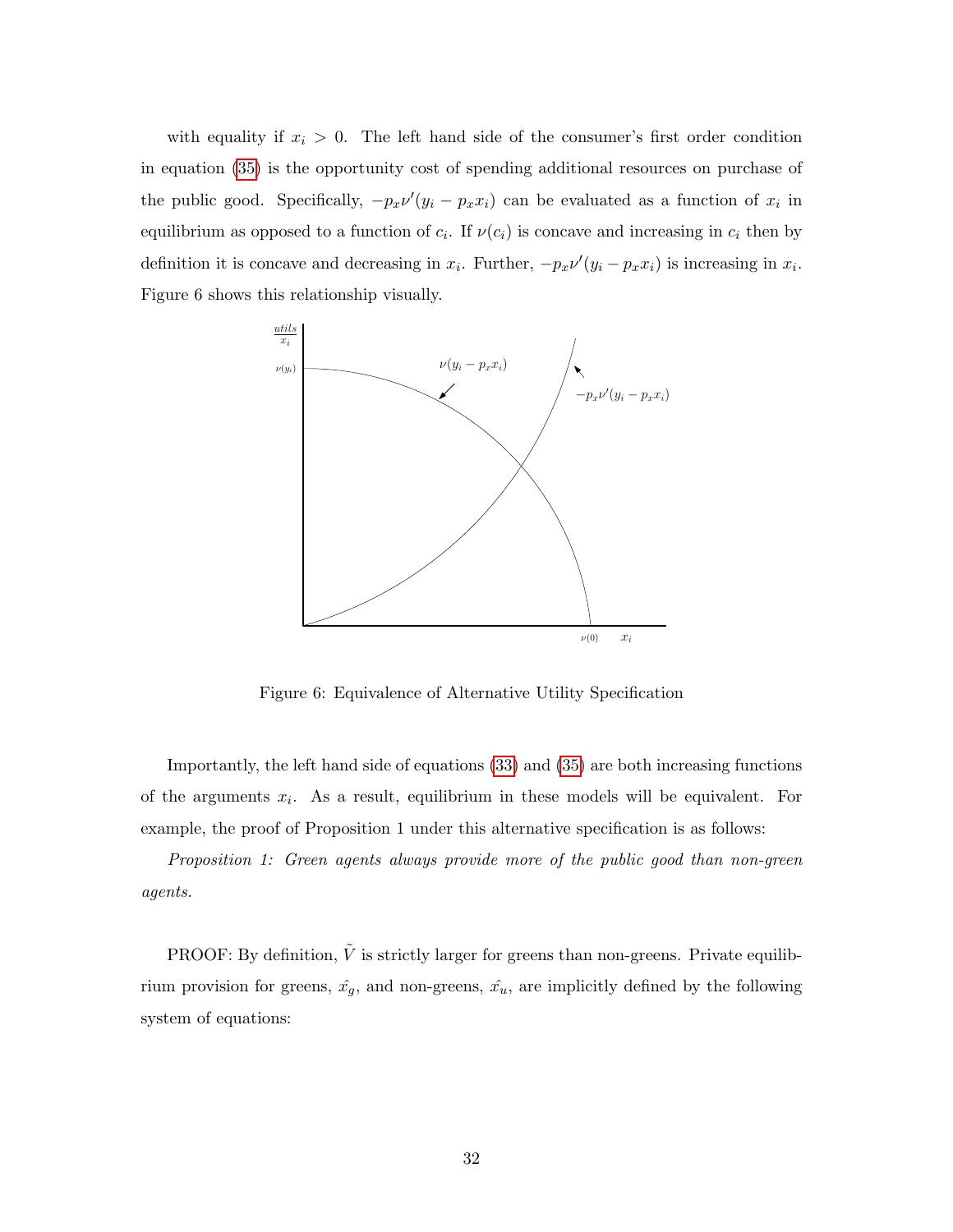with equality if $x_i > 0$. The left hand side of the consumer's first order condition in equation (35) is the opportunity cost of spending additional resources on purchase of the public good. Specifically, $-p_x\nu'(y_i - p_x x_i)$ can be evaluated as a function of $x_i$ in equilibrium as opposed to a function of $c_i$. If $\nu(c_i)$ is concave and increasing in $c_i$ then by definition it is concave and decreasing in $x_i$. Further, $-p_x\nu'(y_i - p_x x_i)$ is increasing in $x_i$. Figure 6 shows this relationship visually.

Figure 6: Equivalence of Alternative Utility Specification

Importantly, the left hand side of equations (33) and (35) are both increasing functions of the arguments $x_i$. As a result, equilibrium in these models will be equivalent. For example, the proof of Proposition 1 under this alternative specification is as follows:

*Proposition 1: Green agents always provide more of the public good than non-green agents.*

PROOF: By definition, $\tilde{V}$ is strictly larger for greens than non-greens. Private equilibrium provision for greens, $\hat{x_g}$, and non-greens, $\hat{x_u}$, are implicitly defined by the following system of equations: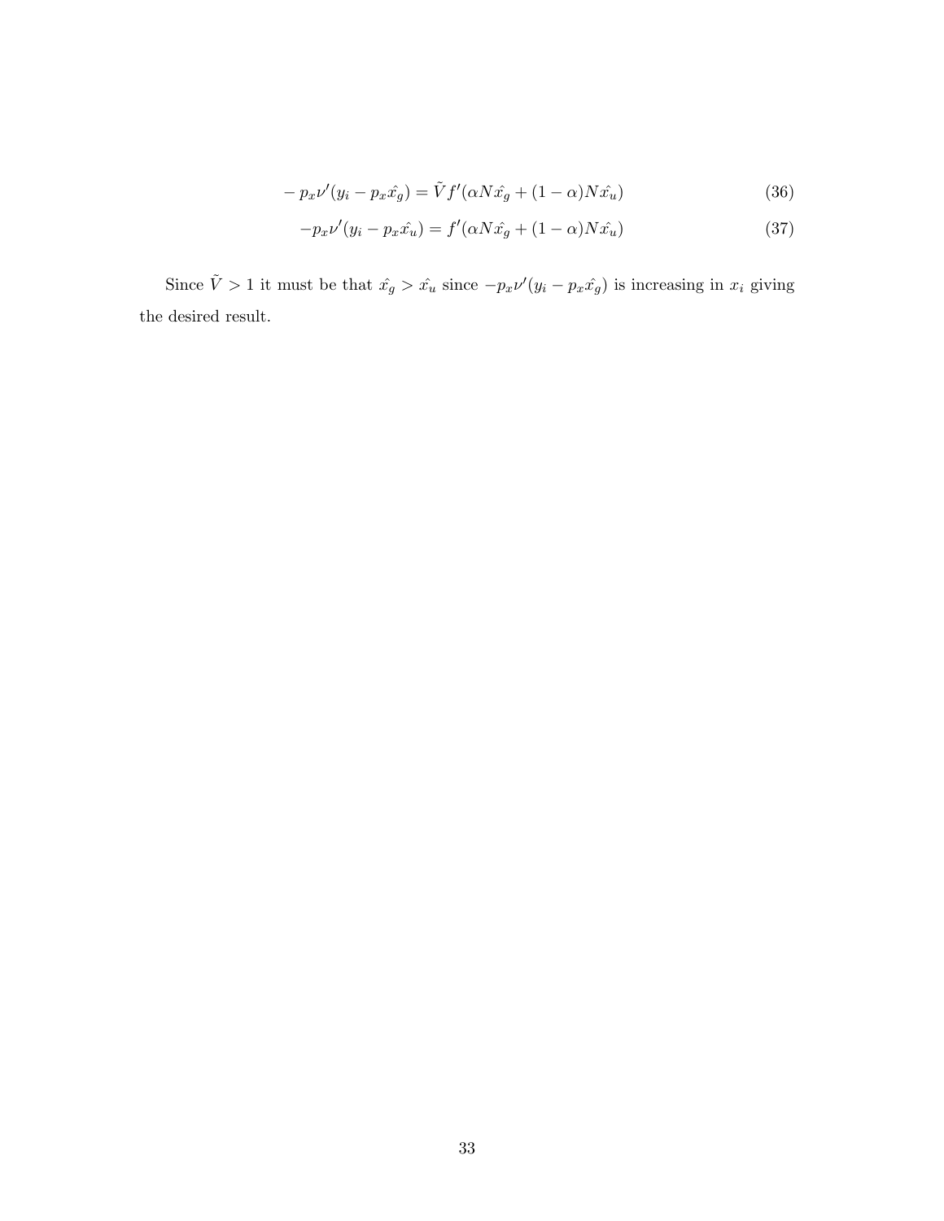$$-p_x \nu'(y_i - p_x \hat{x_g}) = \tilde{V} f'(\alpha N \hat{x_g} + (1-\alpha) N \hat{x_u}) \tag{36}$$

$$-p_x \nu'(y_i - p_x \hat{x_u}) = f'(\alpha N \hat{x_g} + (1-\alpha) N \hat{x_u}) \tag{37}$$

Since $\tilde{V} > 1$ it must be that $\hat{x_g} > \hat{x_u}$ since $-p_x \nu'(y_i - p_x \hat{x_g})$ is increasing in $x_i$ giving the desired result.